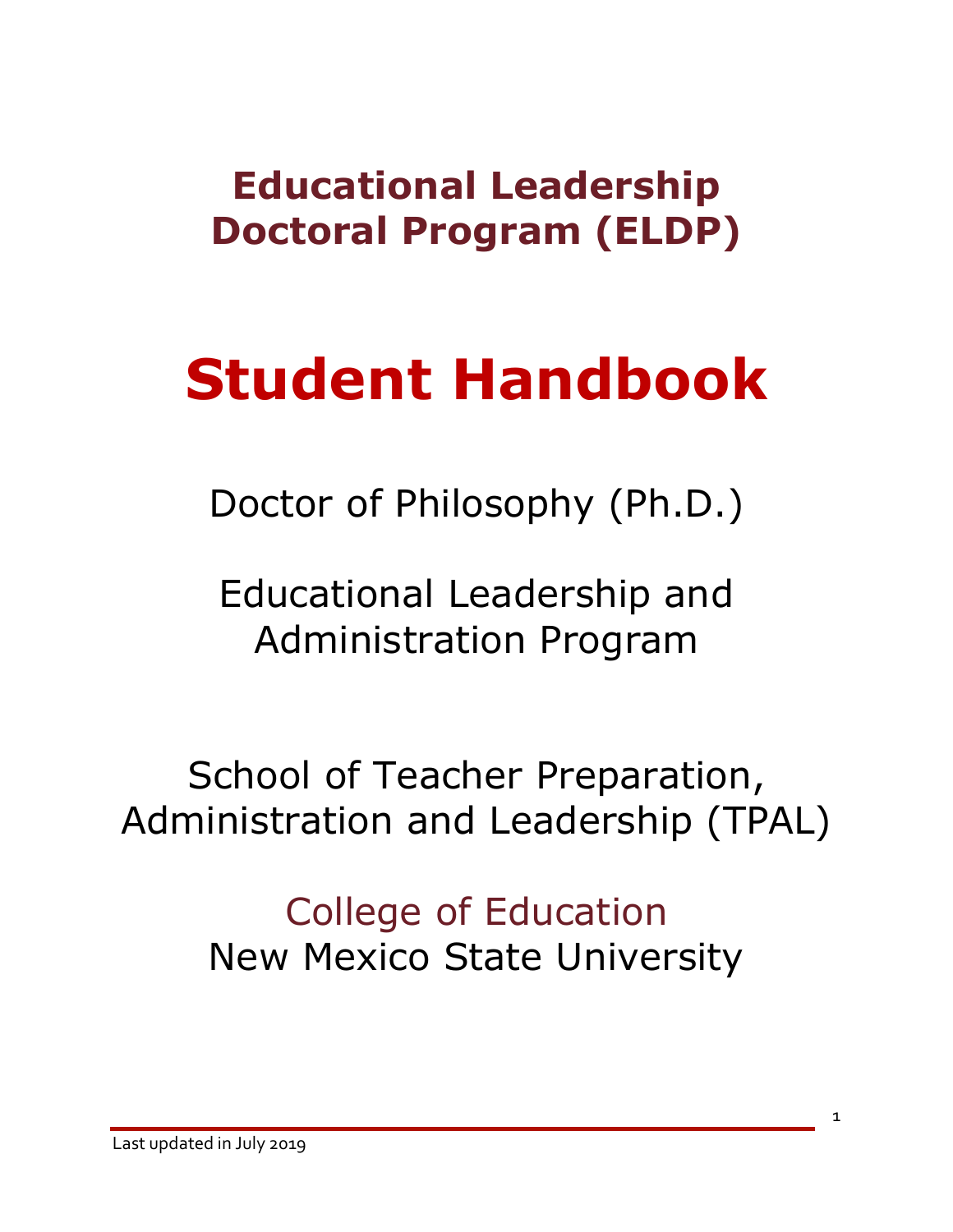# Educational Leadership Doctoral Program (ELDP)

# Student Handbook

Doctor of Philosophy (Ph.D.)

Educational Leadership and Administration Program

School of Teacher Preparation, Administration and Leadership (TPAL)

College of Education
New Mexico State University

Last updated in July 2019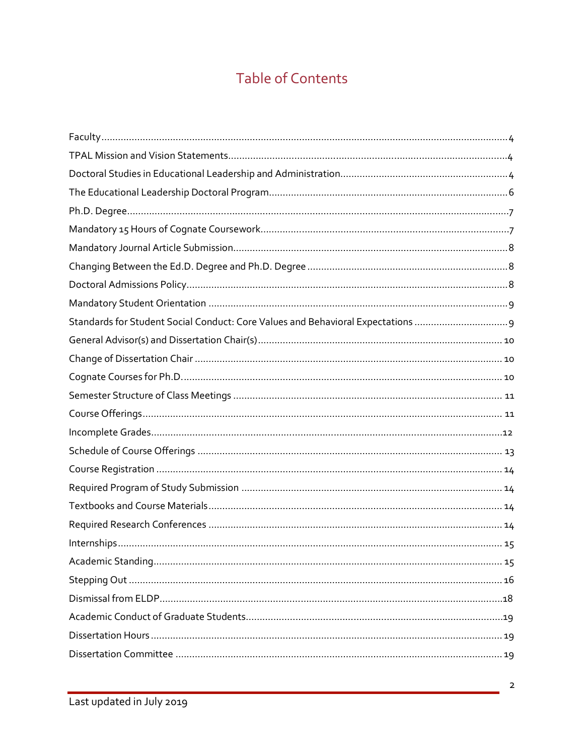# Table of Contents

Faculty....................................................................................................................................4

TPAL Mission and Vision Statements.....................................................................................4

Doctoral Studies in Educational Leadership and Administration.............................................4

The Educational Leadership Doctoral Program......................................................................6

Ph.D. Degree..........................................................................................................................7

Mandatory 15 Hours of Cognate Coursework..........................................................................7

Mandatory Journal Article Submission....................................................................................8

Changing Between the Ed.D. Degree and Ph.D. Degree ........................................................8

Doctoral Admissions Policy.....................................................................................................8

Mandatory Student Orientation ..............................................................................................9

Standards for Student Social Conduct: Core Values and Behavioral Expectations ....................9

General Advisor(s) and Dissertation Chair(s)........................................................................10

Change of Dissertation Chair ...............................................................................................10

Cognate Courses for Ph.D....................................................................................................10

Semester Structure of Class Meetings ..................................................................................11

Course Offerings...................................................................................................................11

Incomplete Grades................................................................................................................12

Schedule of Course Offerings ...............................................................................................13

Course Registration .............................................................................................................14

Required Program of Study Submission ..............................................................................14

Textbooks and Course Materials...........................................................................................14

Required Research Conferences ..........................................................................................14

Internships...........................................................................................................................15

Academic Standing..............................................................................................................15

Stepping Out .......................................................................................................................16

Dismissal from ELDP...........................................................................................................18

Academic Conduct of Graduate Students.............................................................................19

Dissertation Hours...............................................................................................................19

Dissertation Committee .......................................................................................................19

Last updated in July 2019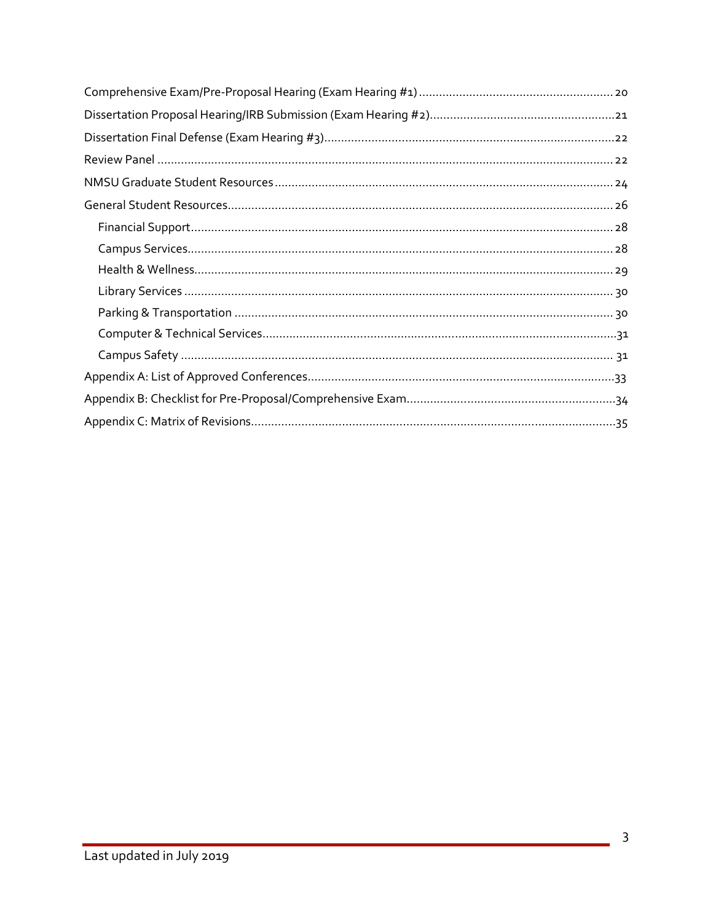Comprehensive Exam/Pre-Proposal Hearing (Exam Hearing #1) .......... 20

Dissertation Proposal Hearing/IRB Submission (Exam Hearing #2) .......... 21

Dissertation Final Defense (Exam Hearing #3) .......... 22

Review Panel .......... 22

NMSU Graduate Student Resources .......... 24

General Student Resources .......... 26

- Financial Support .......... 28
- Campus Services .......... 28
- Health & Wellness .......... 29
- Library Services .......... 30
- Parking & Transportation .......... 30
- Computer & Technical Services .......... 31
- Campus Safety .......... 31

Appendix A: List of Approved Conferences .......... 33

Appendix B: Checklist for Pre-Proposal/Comprehensive Exam .......... 34

Appendix C: Matrix of Revisions .......... 35

Last updated in July 2019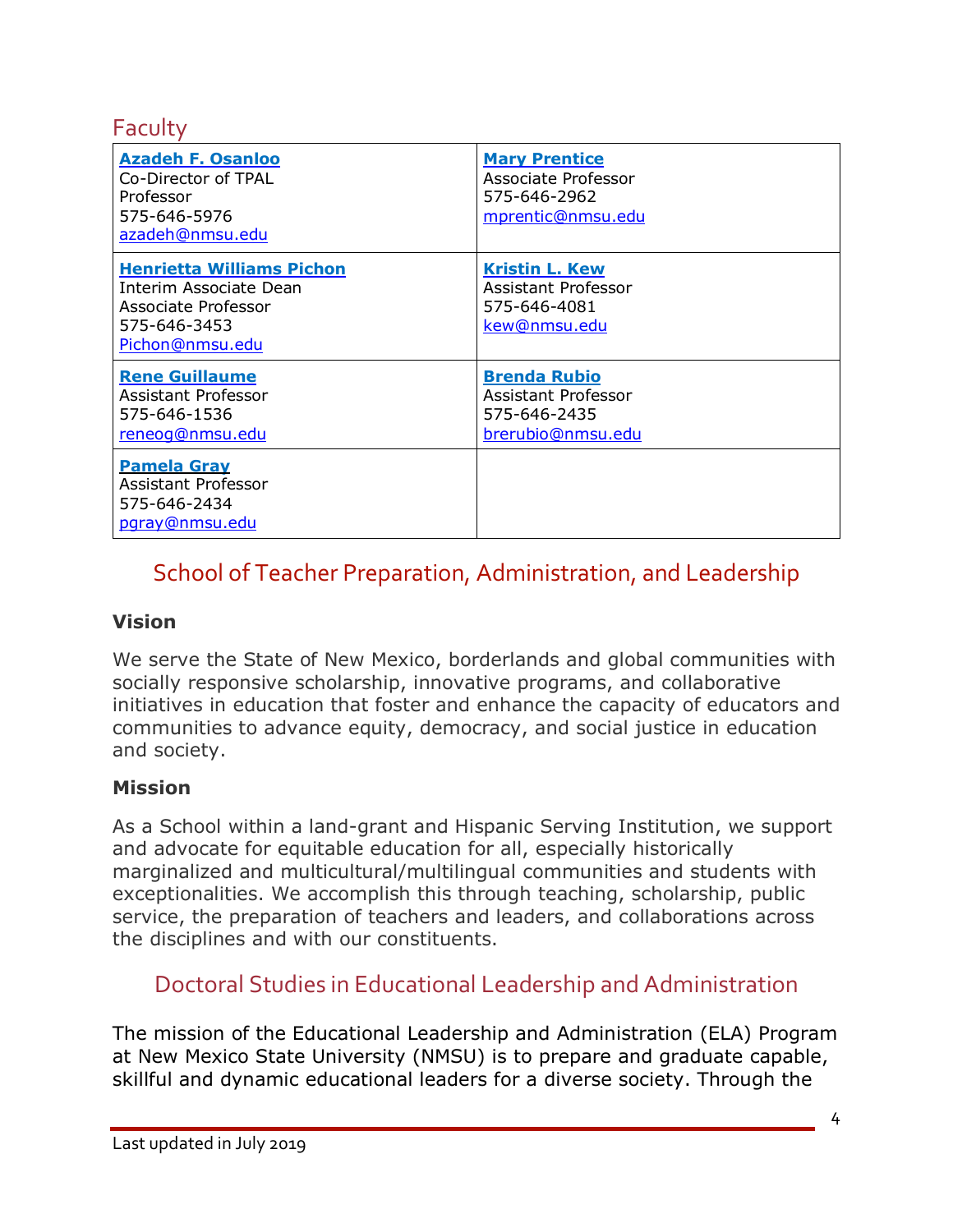## Faculty

| | |
|---|---|
| **Azadeh F. Osanloo**<br>Co-Director of TPAL<br>Professor<br>575-646-5976<br>azadeh@nmsu.edu | **Mary Prentice**<br>Associate Professor<br>575-646-2962<br>mprentic@nmsu.edu |
| **Henrietta Williams Pichon**<br>Interim Associate Dean<br>Associate Professor<br>575-646-3453<br>Pichon@nmsu.edu | **Kristin L. Kew**<br>Assistant Professor<br>575-646-4081<br>kew@nmsu.edu |
| **Rene Guillaume**<br>Assistant Professor<br>575-646-1536<br>reneog@nmsu.edu | **Brenda Rubio**<br>Assistant Professor<br>575-646-2435<br>brerubio@nmsu.edu |
| **Pamela Gray**<br>Assistant Professor<br>575-646-2434<br>pgray@nmsu.edu | |

## School of Teacher Preparation, Administration, and Leadership

### Vision

We serve the State of New Mexico, borderlands and global communities with socially responsive scholarship, innovative programs, and collaborative initiatives in education that foster and enhance the capacity of educators and communities to advance equity, democracy, and social justice in education and society.

### Mission

As a School within a land-grant and Hispanic Serving Institution, we support and advocate for equitable education for all, especially historically marginalized and multicultural/multilingual communities and students with exceptionalities. We accomplish this through teaching, scholarship, public service, the preparation of teachers and leaders, and collaborations across the disciplines and with our constituents.

## Doctoral Studies in Educational Leadership and Administration

The mission of the Educational Leadership and Administration (ELA) Program at New Mexico State University (NMSU) is to prepare and graduate capable, skillful and dynamic educational leaders for a diverse society. Through the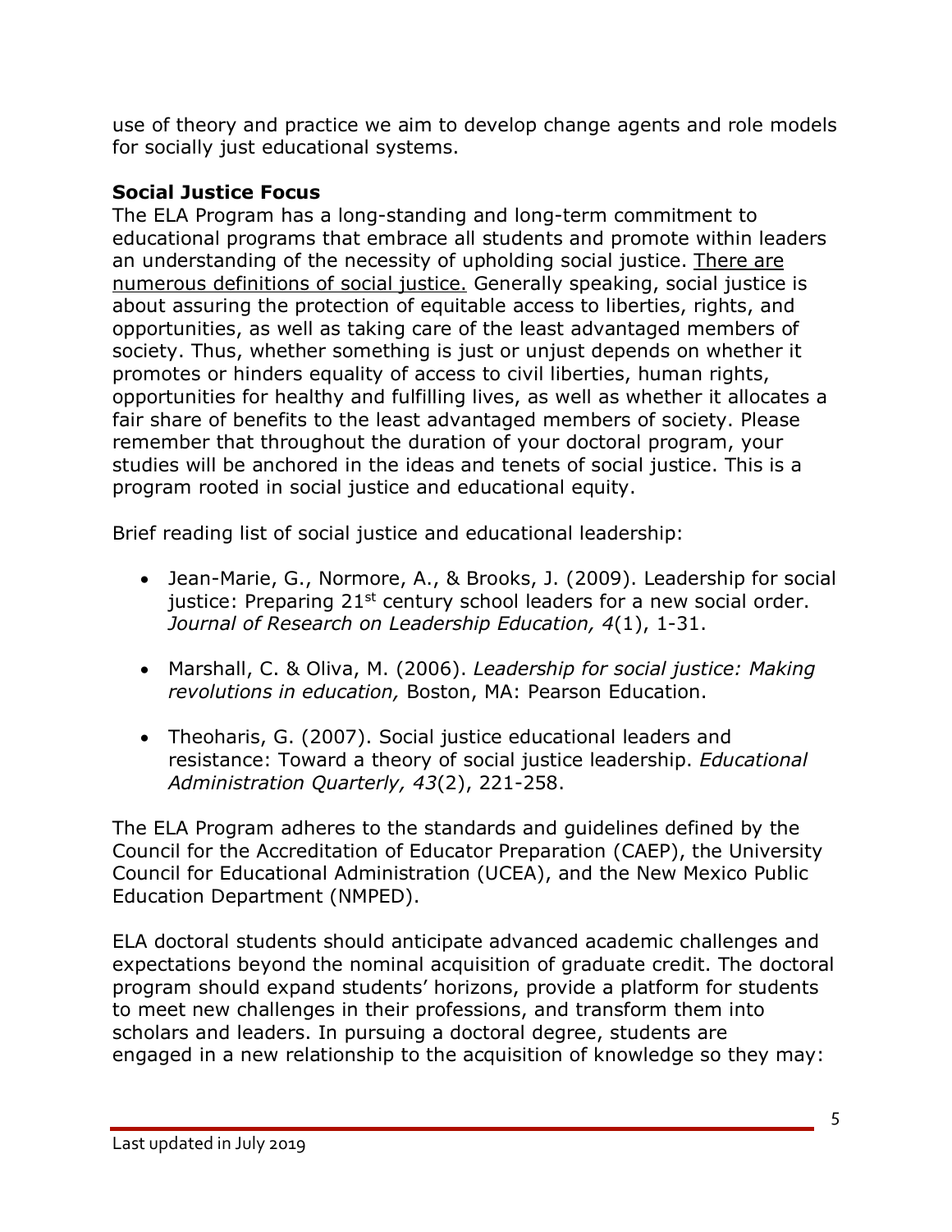use of theory and practice we aim to develop change agents and role models for socially just educational systems.

### Social Justice Focus

The ELA Program has a long-standing and long-term commitment to educational programs that embrace all students and promote within leaders an understanding of the necessity of upholding social justice. There are numerous definitions of social justice. Generally speaking, social justice is about assuring the protection of equitable access to liberties, rights, and opportunities, as well as taking care of the least advantaged members of society. Thus, whether something is just or unjust depends on whether it promotes or hinders equality of access to civil liberties, human rights, opportunities for healthy and fulfilling lives, as well as whether it allocates a fair share of benefits to the least advantaged members of society. Please remember that throughout the duration of your doctoral program, your studies will be anchored in the ideas and tenets of social justice. This is a program rooted in social justice and educational equity.

Brief reading list of social justice and educational leadership:

- Jean-Marie, G., Normore, A., & Brooks, J. (2009). Leadership for social justice: Preparing 21st century school leaders for a new social order. *Journal of Research on Leadership Education, 4*(1), 1-31.
- Marshall, C. & Oliva, M. (2006). *Leadership for social justice: Making revolutions in education,* Boston, MA: Pearson Education.
- Theoharis, G. (2007). Social justice educational leaders and resistance: Toward a theory of social justice leadership. *Educational Administration Quarterly, 43*(2), 221-258.

The ELA Program adheres to the standards and guidelines defined by the Council for the Accreditation of Educator Preparation (CAEP), the University Council for Educational Administration (UCEA), and the New Mexico Public Education Department (NMPED).

ELA doctoral students should anticipate advanced academic challenges and expectations beyond the nominal acquisition of graduate credit. The doctoral program should expand students' horizons, provide a platform for students to meet new challenges in their professions, and transform them into scholars and leaders. In pursuing a doctoral degree, students are engaged in a new relationship to the acquisition of knowledge so they may: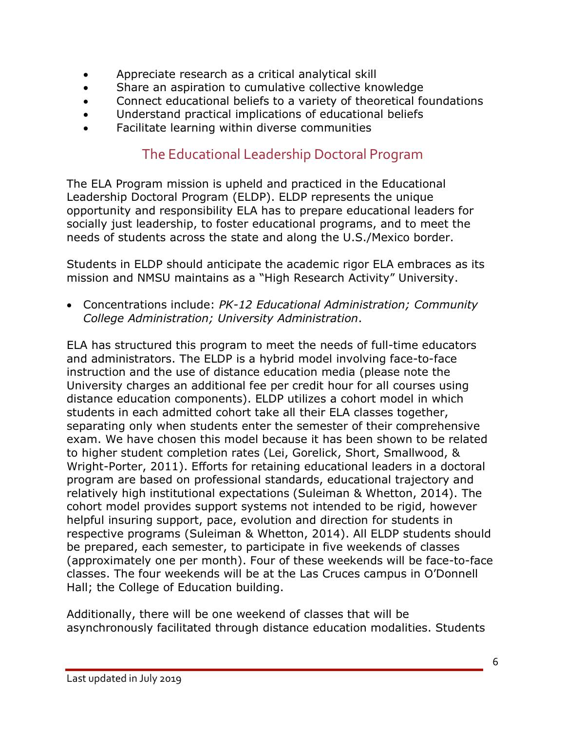- Appreciate research as a critical analytical skill
- Share an aspiration to cumulative collective knowledge
- Connect educational beliefs to a variety of theoretical foundations
- Understand practical implications of educational beliefs
- Facilitate learning within diverse communities

## The Educational Leadership Doctoral Program

The ELA Program mission is upheld and practiced in the Educational Leadership Doctoral Program (ELDP). ELDP represents the unique opportunity and responsibility ELA has to prepare educational leaders for socially just leadership, to foster educational programs, and to meet the needs of students across the state and along the U.S./Mexico border.

Students in ELDP should anticipate the academic rigor ELA embraces as its mission and NMSU maintains as a "High Research Activity" University.

- Concentrations include: *PK-12 Educational Administration; Community College Administration; University Administration*.

ELA has structured this program to meet the needs of full-time educators and administrators. The ELDP is a hybrid model involving face-to-face instruction and the use of distance education media (please note the University charges an additional fee per credit hour for all courses using distance education components). ELDP utilizes a cohort model in which students in each admitted cohort take all their ELA classes together, separating only when students enter the semester of their comprehensive exam. We have chosen this model because it has been shown to be related to higher student completion rates (Lei, Gorelick, Short, Smallwood, & Wright-Porter, 2011). Efforts for retaining educational leaders in a doctoral program are based on professional standards, educational trajectory and relatively high institutional expectations (Suleiman & Whetton, 2014). The cohort model provides support systems not intended to be rigid, however helpful insuring support, pace, evolution and direction for students in respective programs (Suleiman & Whetton, 2014). All ELDP students should be prepared, each semester, to participate in five weekends of classes (approximately one per month). Four of these weekends will be face-to-face classes. The four weekends will be at the Las Cruces campus in O'Donnell Hall; the College of Education building.

Additionally, there will be one weekend of classes that will be asynchronously facilitated through distance education modalities. Students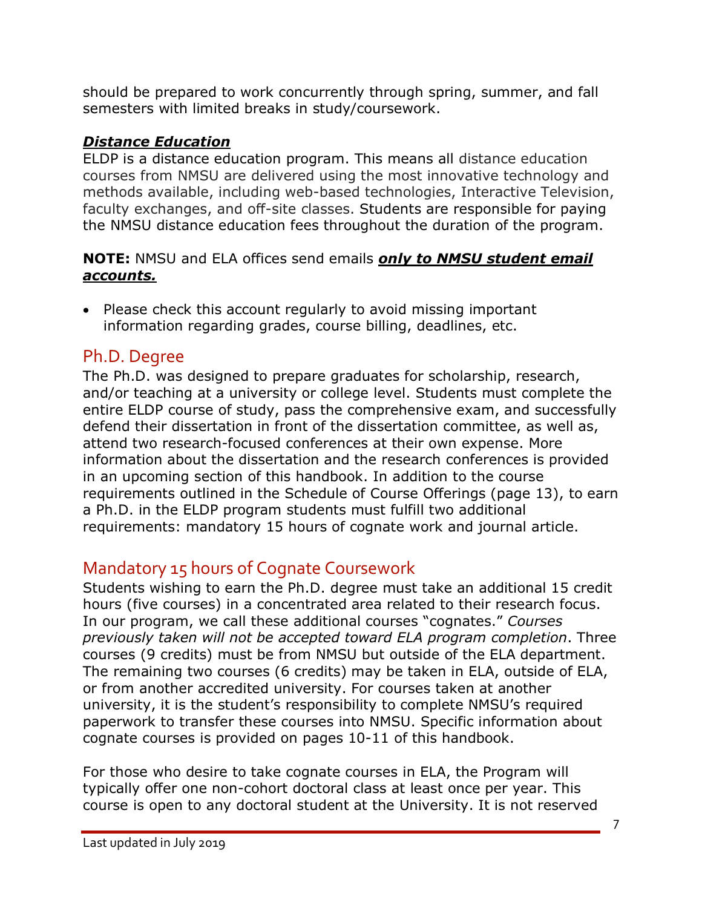should be prepared to work concurrently through spring, summer, and fall semesters with limited breaks in study/coursework.

***Distance Education***

ELDP is a distance education program. This means all distance education courses from NMSU are delivered using the most innovative technology and methods available, including web-based technologies, Interactive Television, faculty exchanges, and off-site classes. Students are responsible for paying the NMSU distance education fees throughout the duration of the program.

**NOTE:** NMSU and ELA offices send emails ***only to NMSU student email accounts.***

- Please check this account regularly to avoid missing important information regarding grades, course billing, deadlines, etc.

## Ph.D. Degree

The Ph.D. was designed to prepare graduates for scholarship, research, and/or teaching at a university or college level. Students must complete the entire ELDP course of study, pass the comprehensive exam, and successfully defend their dissertation in front of the dissertation committee, as well as, attend two research-focused conferences at their own expense. More information about the dissertation and the research conferences is provided in an upcoming section of this handbook. In addition to the course requirements outlined in the Schedule of Course Offerings (page 13), to earn a Ph.D. in the ELDP program students must fulfill two additional requirements: mandatory 15 hours of cognate work and journal article.

## Mandatory 15 hours of Cognate Coursework

Students wishing to earn the Ph.D. degree must take an additional 15 credit hours (five courses) in a concentrated area related to their research focus. In our program, we call these additional courses "cognates." *Courses previously taken will not be accepted toward ELA program completion*. Three courses (9 credits) must be from NMSU but outside of the ELA department. The remaining two courses (6 credits) may be taken in ELA, outside of ELA, or from another accredited university. For courses taken at another university, it is the student's responsibility to complete NMSU's required paperwork to transfer these courses into NMSU. Specific information about cognate courses is provided on pages 10-11 of this handbook.

For those who desire to take cognate courses in ELA, the Program will typically offer one non-cohort doctoral class at least once per year. This course is open to any doctoral student at the University. It is not reserved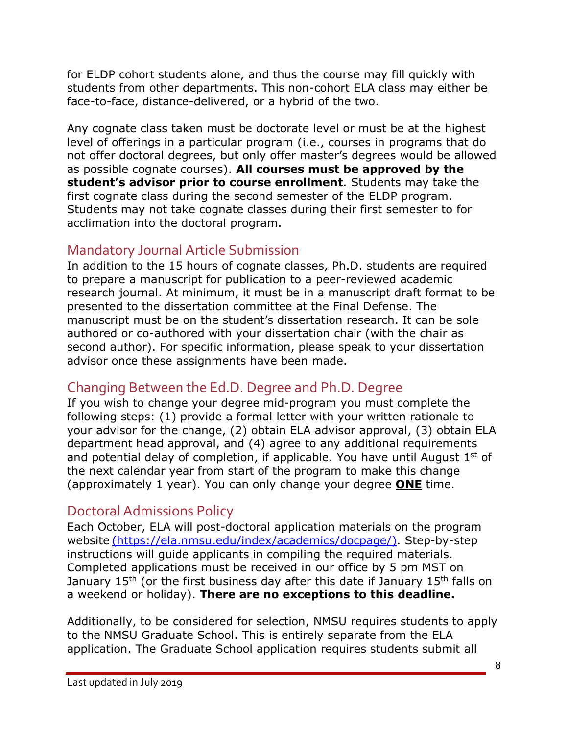for ELDP cohort students alone, and thus the course may fill quickly with students from other departments. This non-cohort ELA class may either be face-to-face, distance-delivered, or a hybrid of the two.

Any cognate class taken must be doctorate level or must be at the highest level of offerings in a particular program (i.e., courses in programs that do not offer doctoral degrees, but only offer master's degrees would be allowed as possible cognate courses). **All courses must be approved by the student's advisor prior to course enrollment**. Students may take the first cognate class during the second semester of the ELDP program. Students may not take cognate classes during their first semester to for acclimation into the doctoral program.

## Mandatory Journal Article Submission

In addition to the 15 hours of cognate classes, Ph.D. students are required to prepare a manuscript for publication to a peer-reviewed academic research journal. At minimum, it must be in a manuscript draft format to be presented to the dissertation committee at the Final Defense. The manuscript must be on the student's dissertation research. It can be sole authored or co-authored with your dissertation chair (with the chair as second author). For specific information, please speak to your dissertation advisor once these assignments have been made.

## Changing Between the Ed.D. Degree and Ph.D. Degree

If you wish to change your degree mid-program you must complete the following steps: (1) provide a formal letter with your written rationale to your advisor for the change, (2) obtain ELA advisor approval, (3) obtain ELA department head approval, and (4) agree to any additional requirements and potential delay of completion, if applicable. You have until August 1st of the next calendar year from start of the program to make this change (approximately 1 year). You can only change your degree <u>**ONE**</u> time.

## Doctoral Admissions Policy

Each October, ELA will post-doctoral application materials on the program website [(https://ela.nmsu.edu/index/academics/docpage/)](https://ela.nmsu.edu/index/academics/docpage/). Step-by-step instructions will guide applicants in compiling the required materials. Completed applications must be received in our office by 5 pm MST on January 15th (or the first business day after this date if January 15th falls on a weekend or holiday). **There are no exceptions to this deadline.**

Additionally, to be considered for selection, NMSU requires students to apply to the NMSU Graduate School. This is entirely separate from the ELA application. The Graduate School application requires students submit all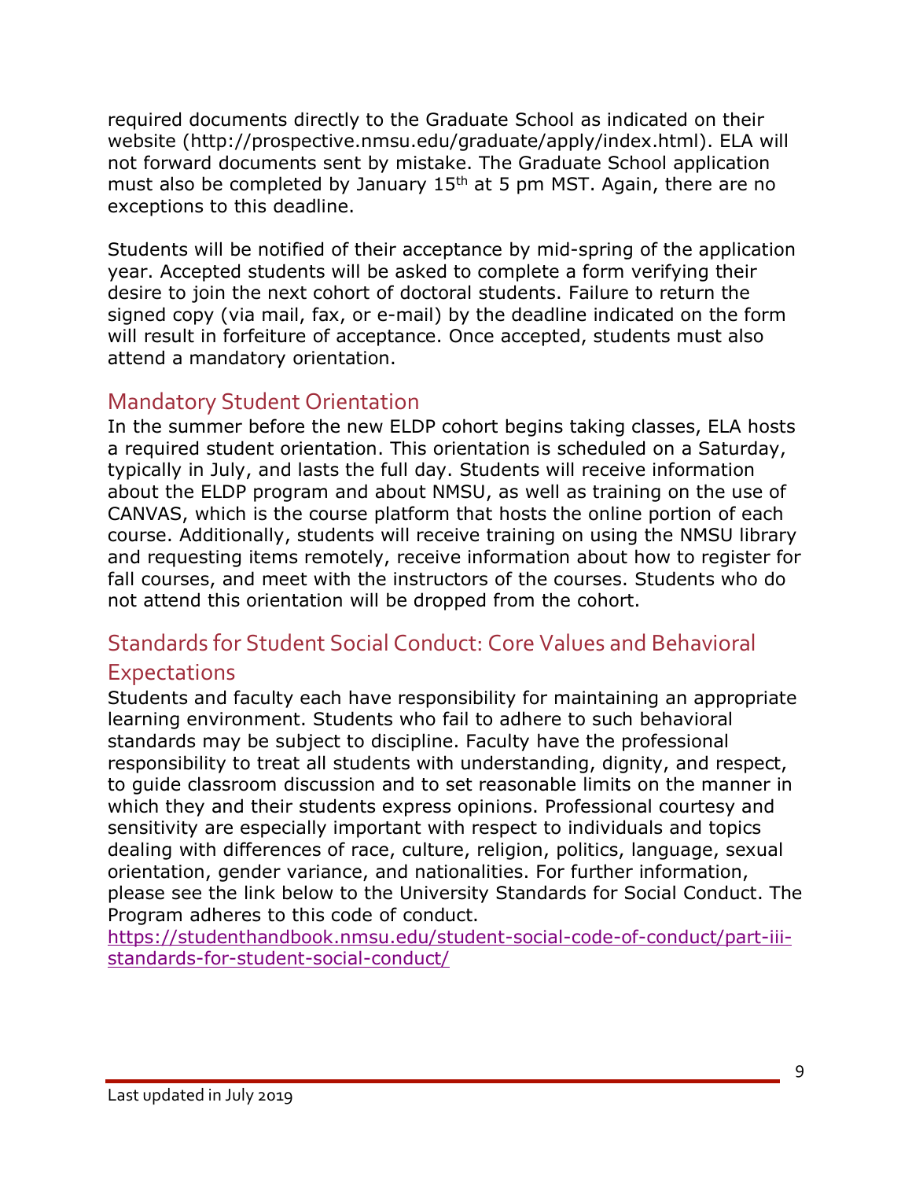required documents directly to the Graduate School as indicated on their website (http://prospective.nmsu.edu/graduate/apply/index.html). ELA will not forward documents sent by mistake. The Graduate School application must also be completed by January 15th at 5 pm MST. Again, there are no exceptions to this deadline.

Students will be notified of their acceptance by mid-spring of the application year. Accepted students will be asked to complete a form verifying their desire to join the next cohort of doctoral students. Failure to return the signed copy (via mail, fax, or e-mail) by the deadline indicated on the form will result in forfeiture of acceptance. Once accepted, students must also attend a mandatory orientation.

## Mandatory Student Orientation

In the summer before the new ELDP cohort begins taking classes, ELA hosts a required student orientation. This orientation is scheduled on a Saturday, typically in July, and lasts the full day. Students will receive information about the ELDP program and about NMSU, as well as training on the use of CANVAS, which is the course platform that hosts the online portion of each course. Additionally, students will receive training on using the NMSU library and requesting items remotely, receive information about how to register for fall courses, and meet with the instructors of the courses. Students who do not attend this orientation will be dropped from the cohort.

## Standards for Student Social Conduct: Core Values and Behavioral Expectations

Students and faculty each have responsibility for maintaining an appropriate learning environment. Students who fail to adhere to such behavioral standards may be subject to discipline. Faculty have the professional responsibility to treat all students with understanding, dignity, and respect, to guide classroom discussion and to set reasonable limits on the manner in which they and their students express opinions. Professional courtesy and sensitivity are especially important with respect to individuals and topics dealing with differences of race, culture, religion, politics, language, sexual orientation, gender variance, and nationalities. For further information, please see the link below to the University Standards for Social Conduct. The Program adheres to this code of conduct.
https://studenthandbook.nmsu.edu/student-social-code-of-conduct/part-iii-standards-for-student-social-conduct/

Last updated in July 2019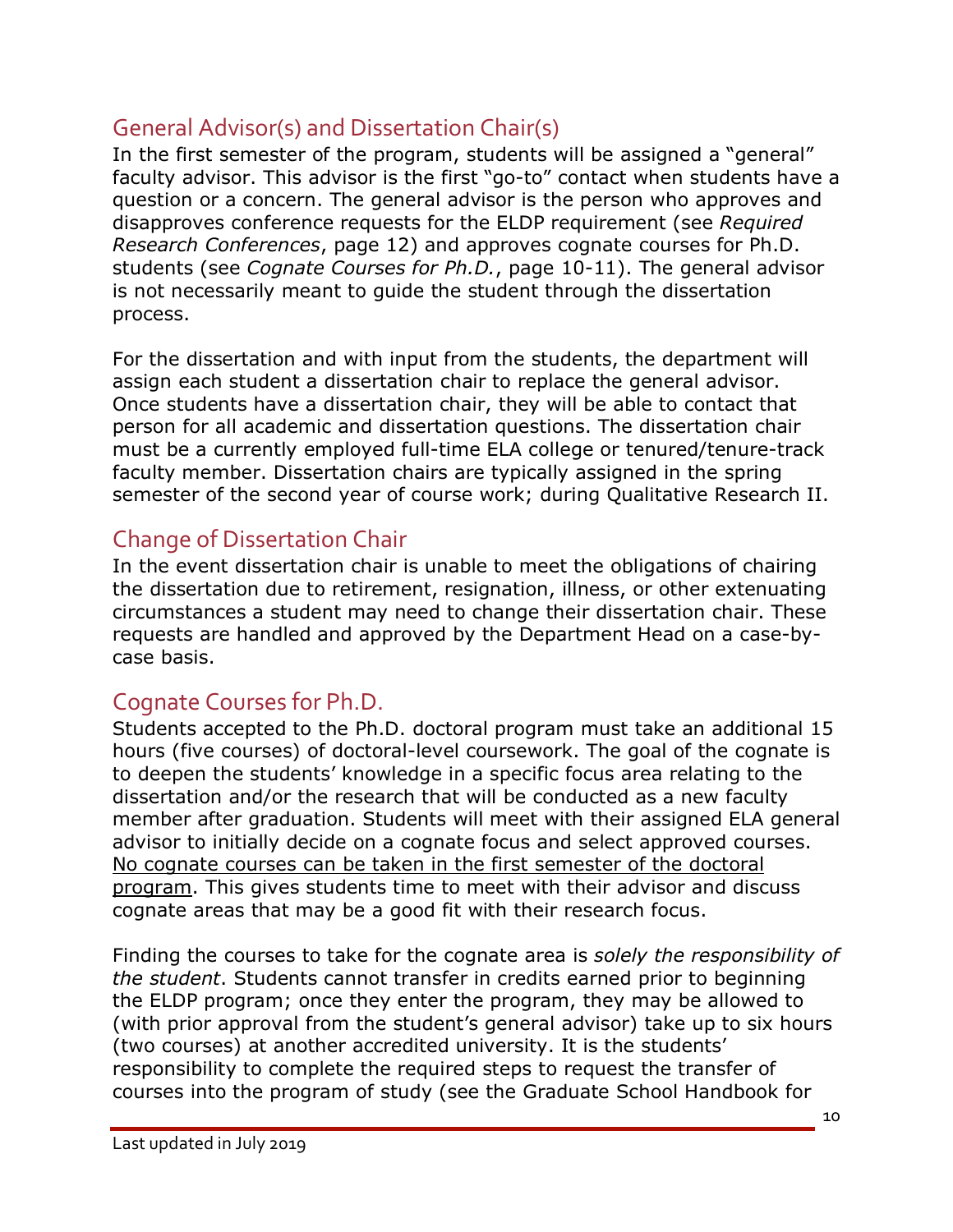## General Advisor(s) and Dissertation Chair(s)

In the first semester of the program, students will be assigned a "general" faculty advisor. This advisor is the first "go-to" contact when students have a question or a concern. The general advisor is the person who approves and disapproves conference requests for the ELDP requirement (see *Required Research Conferences*, page 12) and approves cognate courses for Ph.D. students (see *Cognate Courses for Ph.D.*, page 10-11). The general advisor is not necessarily meant to guide the student through the dissertation process.

For the dissertation and with input from the students, the department will assign each student a dissertation chair to replace the general advisor. Once students have a dissertation chair, they will be able to contact that person for all academic and dissertation questions. The dissertation chair must be a currently employed full-time ELA college or tenured/tenure-track faculty member. Dissertation chairs are typically assigned in the spring semester of the second year of course work; during Qualitative Research II.

## Change of Dissertation Chair

In the event dissertation chair is unable to meet the obligations of chairing the dissertation due to retirement, resignation, illness, or other extenuating circumstances a student may need to change their dissertation chair. These requests are handled and approved by the Department Head on a case-by-case basis.

## Cognate Courses for Ph.D.

Students accepted to the Ph.D. doctoral program must take an additional 15 hours (five courses) of doctoral-level coursework. The goal of the cognate is to deepen the students' knowledge in a specific focus area relating to the dissertation and/or the research that will be conducted as a new faculty member after graduation. Students will meet with their assigned ELA general advisor to initially decide on a cognate focus and select approved courses. <u>No cognate courses can be taken in the first semester of the doctoral program</u>. This gives students time to meet with their advisor and discuss cognate areas that may be a good fit with their research focus.

Finding the courses to take for the cognate area is *solely the responsibility of the student*. Students cannot transfer in credits earned prior to beginning the ELDP program; once they enter the program, they may be allowed to (with prior approval from the student's general advisor) take up to six hours (two courses) at another accredited university. It is the students' responsibility to complete the required steps to request the transfer of courses into the program of study (see the Graduate School Handbook for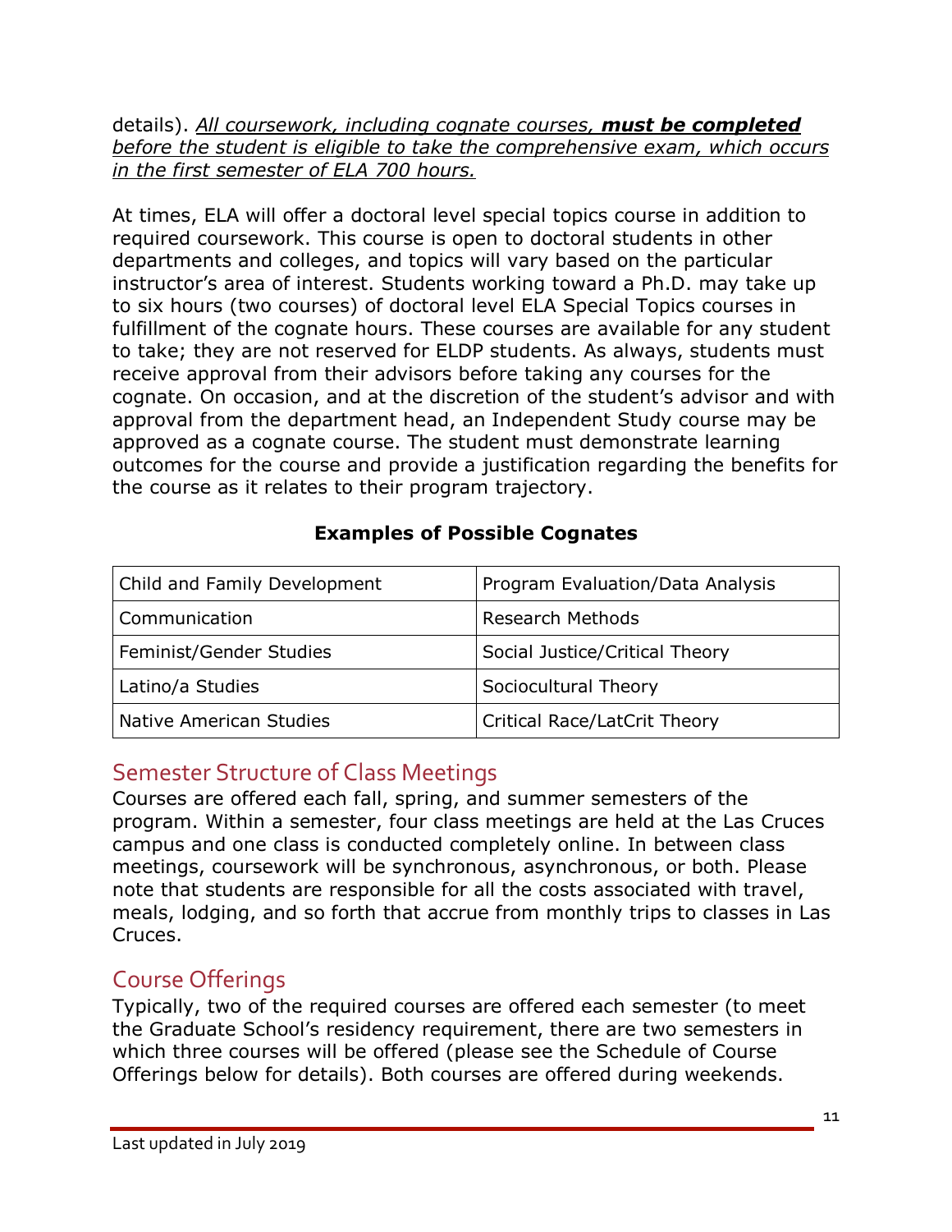details). *All coursework, including cognate courses, **must be completed** before the student is eligible to take the comprehensive exam, which occurs in the first semester of ELA 700 hours.*

At times, ELA will offer a doctoral level special topics course in addition to required coursework. This course is open to doctoral students in other departments and colleges, and topics will vary based on the particular instructor's area of interest. Students working toward a Ph.D. may take up to six hours (two courses) of doctoral level ELA Special Topics courses in fulfillment of the cognate hours. These courses are available for any student to take; they are not reserved for ELDP students. As always, students must receive approval from their advisors before taking any courses for the cognate. On occasion, and at the discretion of the student's advisor and with approval from the department head, an Independent Study course may be approved as a cognate course. The student must demonstrate learning outcomes for the course and provide a justification regarding the benefits for the course as it relates to their program trajectory.

**Examples of Possible Cognates**

| | |
|---|---|
| Child and Family Development | Program Evaluation/Data Analysis |
| Communication | Research Methods |
| Feminist/Gender Studies | Social Justice/Critical Theory |
| Latino/a Studies | Sociocultural Theory |
| Native American Studies | Critical Race/LatCrit Theory |

## Semester Structure of Class Meetings

Courses are offered each fall, spring, and summer semesters of the program. Within a semester, four class meetings are held at the Las Cruces campus and one class is conducted completely online. In between class meetings, coursework will be synchronous, asynchronous, or both. Please note that students are responsible for all the costs associated with travel, meals, lodging, and so forth that accrue from monthly trips to classes in Las Cruces.

## Course Offerings

Typically, two of the required courses are offered each semester (to meet the Graduate School's residency requirement, there are two semesters in which three courses will be offered (please see the Schedule of Course Offerings below for details). Both courses are offered during weekends.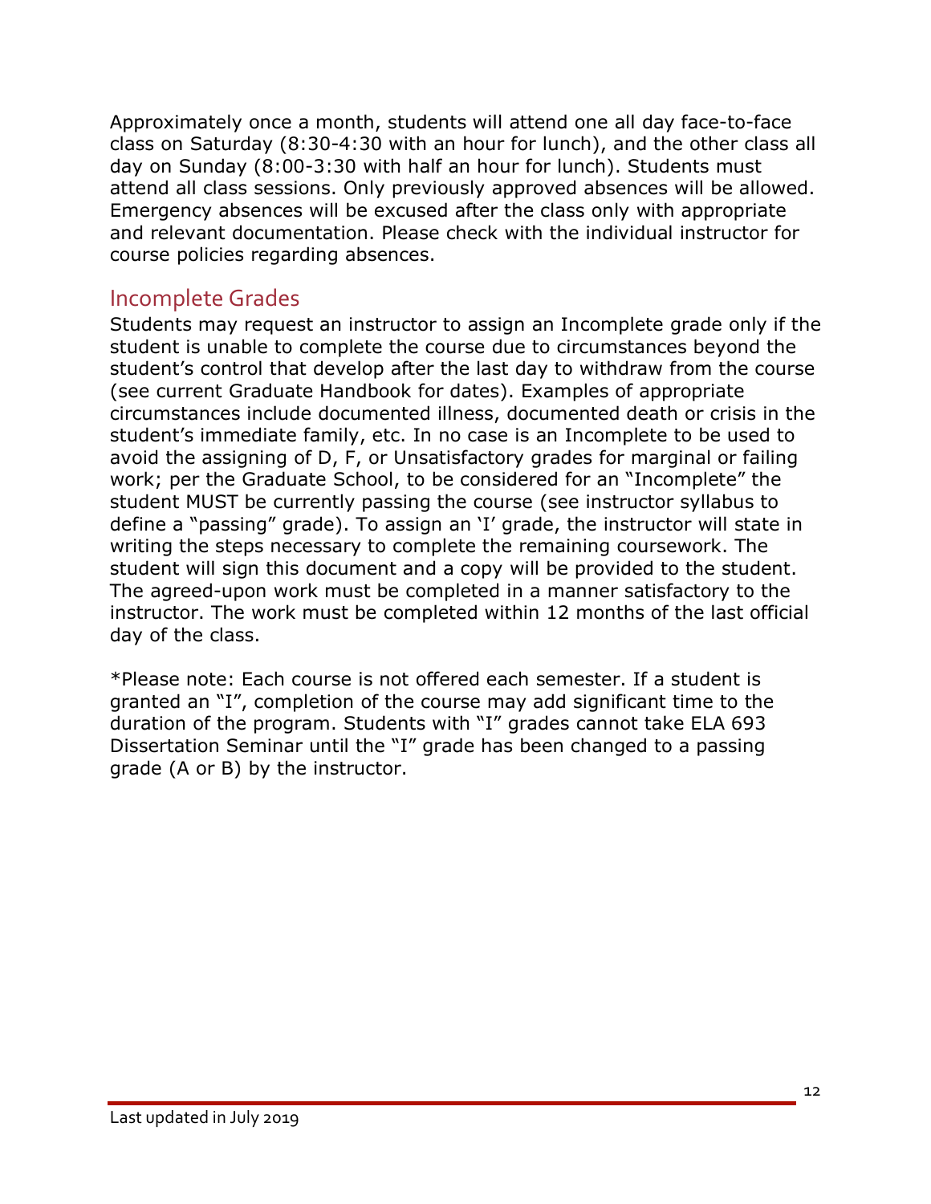Approximately once a month, students will attend one all day face-to-face class on Saturday (8:30-4:30 with an hour for lunch), and the other class all day on Sunday (8:00-3:30 with half an hour for lunch). Students must attend all class sessions. Only previously approved absences will be allowed. Emergency absences will be excused after the class only with appropriate and relevant documentation. Please check with the individual instructor for course policies regarding absences.

## Incomplete Grades

Students may request an instructor to assign an Incomplete grade only if the student is unable to complete the course due to circumstances beyond the student's control that develop after the last day to withdraw from the course (see current Graduate Handbook for dates). Examples of appropriate circumstances include documented illness, documented death or crisis in the student's immediate family, etc. In no case is an Incomplete to be used to avoid the assigning of D, F, or Unsatisfactory grades for marginal or failing work; per the Graduate School, to be considered for an "Incomplete" the student MUST be currently passing the course (see instructor syllabus to define a "passing" grade). To assign an 'I' grade, the instructor will state in writing the steps necessary to complete the remaining coursework. The student will sign this document and a copy will be provided to the student. The agreed-upon work must be completed in a manner satisfactory to the instructor. The work must be completed within 12 months of the last official day of the class.

*Please note: Each course is not offered each semester. If a student is granted an "I", completion of the course may add significant time to the duration of the program. Students with "I" grades cannot take ELA 693 Dissertation Seminar until the "I" grade has been changed to a passing grade (A or B) by the instructor.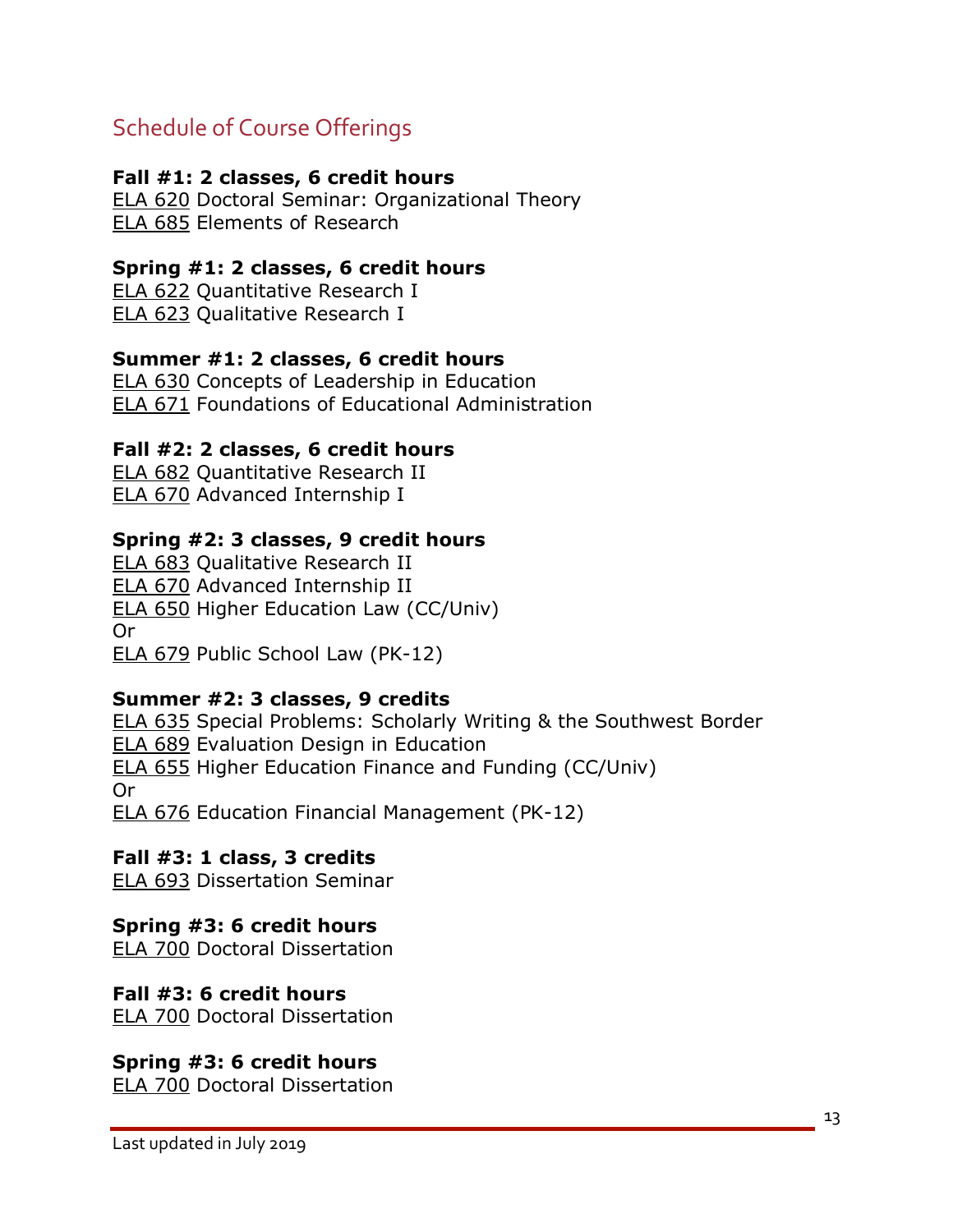## Schedule of Course Offerings

**Fall #1: 2 classes, 6 credit hours**
ELA 620 Doctoral Seminar: Organizational Theory
ELA 685 Elements of Research

**Spring #1: 2 classes, 6 credit hours**
ELA 622 Quantitative Research I
ELA 623 Qualitative Research I

**Summer #1: 2 classes, 6 credit hours**
ELA 630 Concepts of Leadership in Education
ELA 671 Foundations of Educational Administration

**Fall #2: 2 classes, 6 credit hours**
ELA 682 Quantitative Research II
ELA 670 Advanced Internship I

**Spring #2: 3 classes, 9 credit hours**
ELA 683 Qualitative Research II
ELA 670 Advanced Internship II
ELA 650 Higher Education Law (CC/Univ)
Or
ELA 679 Public School Law (PK-12)

**Summer #2: 3 classes, 9 credits**
ELA 635 Special Problems: Scholarly Writing & the Southwest Border
ELA 689 Evaluation Design in Education
ELA 655 Higher Education Finance and Funding (CC/Univ)
Or
ELA 676 Education Financial Management (PK-12)

**Fall #3: 1 class, 3 credits**
ELA 693 Dissertation Seminar

**Spring #3: 6 credit hours**
ELA 700 Doctoral Dissertation

**Fall #3: 6 credit hours**
ELA 700 Doctoral Dissertation

**Spring #3: 6 credit hours**
ELA 700 Doctoral Dissertation

Last updated in July 2019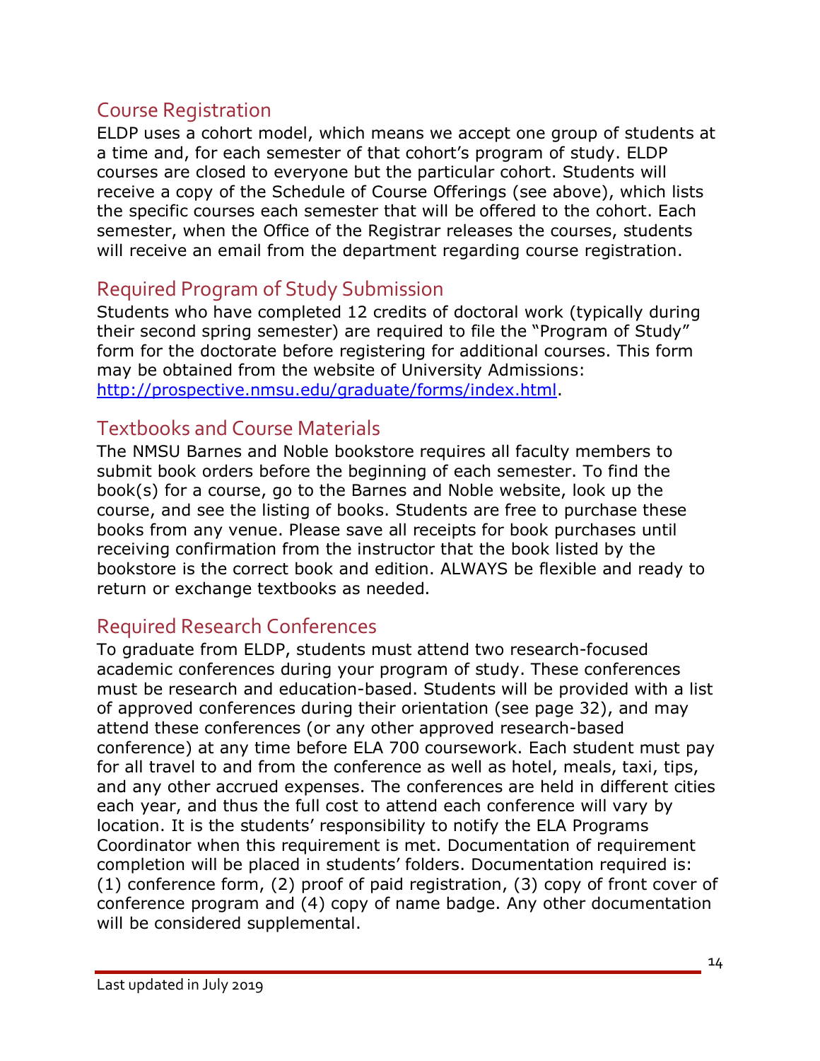## Course Registration

ELDP uses a cohort model, which means we accept one group of students at a time and, for each semester of that cohort's program of study. ELDP courses are closed to everyone but the particular cohort. Students will receive a copy of the Schedule of Course Offerings (see above), which lists the specific courses each semester that will be offered to the cohort. Each semester, when the Office of the Registrar releases the courses, students will receive an email from the department regarding course registration.

## Required Program of Study Submission

Students who have completed 12 credits of doctoral work (typically during their second spring semester) are required to file the "Program of Study" form for the doctorate before registering for additional courses. This form may be obtained from the website of University Admissions: [http://prospective.nmsu.edu/graduate/forms/index.html](http://prospective.nmsu.edu/graduate/forms/index.html).

## Textbooks and Course Materials

The NMSU Barnes and Noble bookstore requires all faculty members to submit book orders before the beginning of each semester. To find the book(s) for a course, go to the Barnes and Noble website, look up the course, and see the listing of books. Students are free to purchase these books from any venue. Please save all receipts for book purchases until receiving confirmation from the instructor that the book listed by the bookstore is the correct book and edition. ALWAYS be flexible and ready to return or exchange textbooks as needed.

## Required Research Conferences

To graduate from ELDP, students must attend two research-focused academic conferences during your program of study. These conferences must be research and education-based. Students will be provided with a list of approved conferences during their orientation (see page 32), and may attend these conferences (or any other approved research-based conference) at any time before ELA 700 coursework. Each student must pay for all travel to and from the conference as well as hotel, meals, taxi, tips, and any other accrued expenses. The conferences are held in different cities each year, and thus the full cost to attend each conference will vary by location. It is the students' responsibility to notify the ELA Programs Coordinator when this requirement is met. Documentation of requirement completion will be placed in students' folders. Documentation required is: (1) conference form, (2) proof of paid registration, (3) copy of front cover of conference program and (4) copy of name badge. Any other documentation will be considered supplemental.

Last updated in July 2019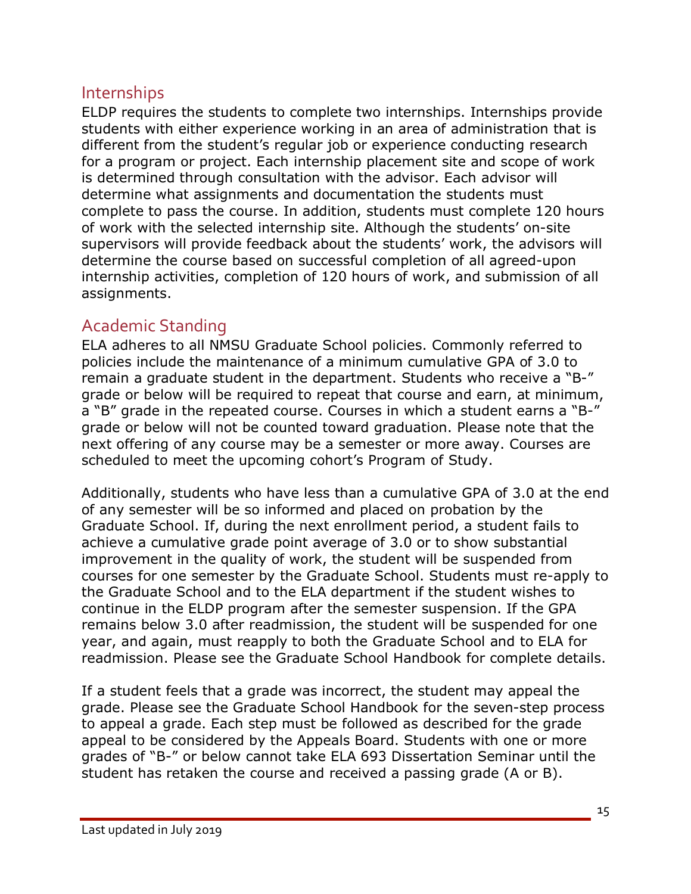## Internships

ELDP requires the students to complete two internships. Internships provide students with either experience working in an area of administration that is different from the student's regular job or experience conducting research for a program or project. Each internship placement site and scope of work is determined through consultation with the advisor. Each advisor will determine what assignments and documentation the students must complete to pass the course. In addition, students must complete 120 hours of work with the selected internship site. Although the students' on-site supervisors will provide feedback about the students' work, the advisors will determine the course based on successful completion of all agreed-upon internship activities, completion of 120 hours of work, and submission of all assignments.

## Academic Standing

ELA adheres to all NMSU Graduate School policies. Commonly referred to policies include the maintenance of a minimum cumulative GPA of 3.0 to remain a graduate student in the department. Students who receive a "B-" grade or below will be required to repeat that course and earn, at minimum, a "B" grade in the repeated course. Courses in which a student earns a "B-" grade or below will not be counted toward graduation. Please note that the next offering of any course may be a semester or more away. Courses are scheduled to meet the upcoming cohort's Program of Study.

Additionally, students who have less than a cumulative GPA of 3.0 at the end of any semester will be so informed and placed on probation by the Graduate School. If, during the next enrollment period, a student fails to achieve a cumulative grade point average of 3.0 or to show substantial improvement in the quality of work, the student will be suspended from courses for one semester by the Graduate School. Students must re-apply to the Graduate School and to the ELA department if the student wishes to continue in the ELDP program after the semester suspension. If the GPA remains below 3.0 after readmission, the student will be suspended for one year, and again, must reapply to both the Graduate School and to ELA for readmission. Please see the Graduate School Handbook for complete details.

If a student feels that a grade was incorrect, the student may appeal the grade. Please see the Graduate School Handbook for the seven-step process to appeal a grade. Each step must be followed as described for the grade appeal to be considered by the Appeals Board. Students with one or more grades of "B-" or below cannot take ELA 693 Dissertation Seminar until the student has retaken the course and received a passing grade (A or B).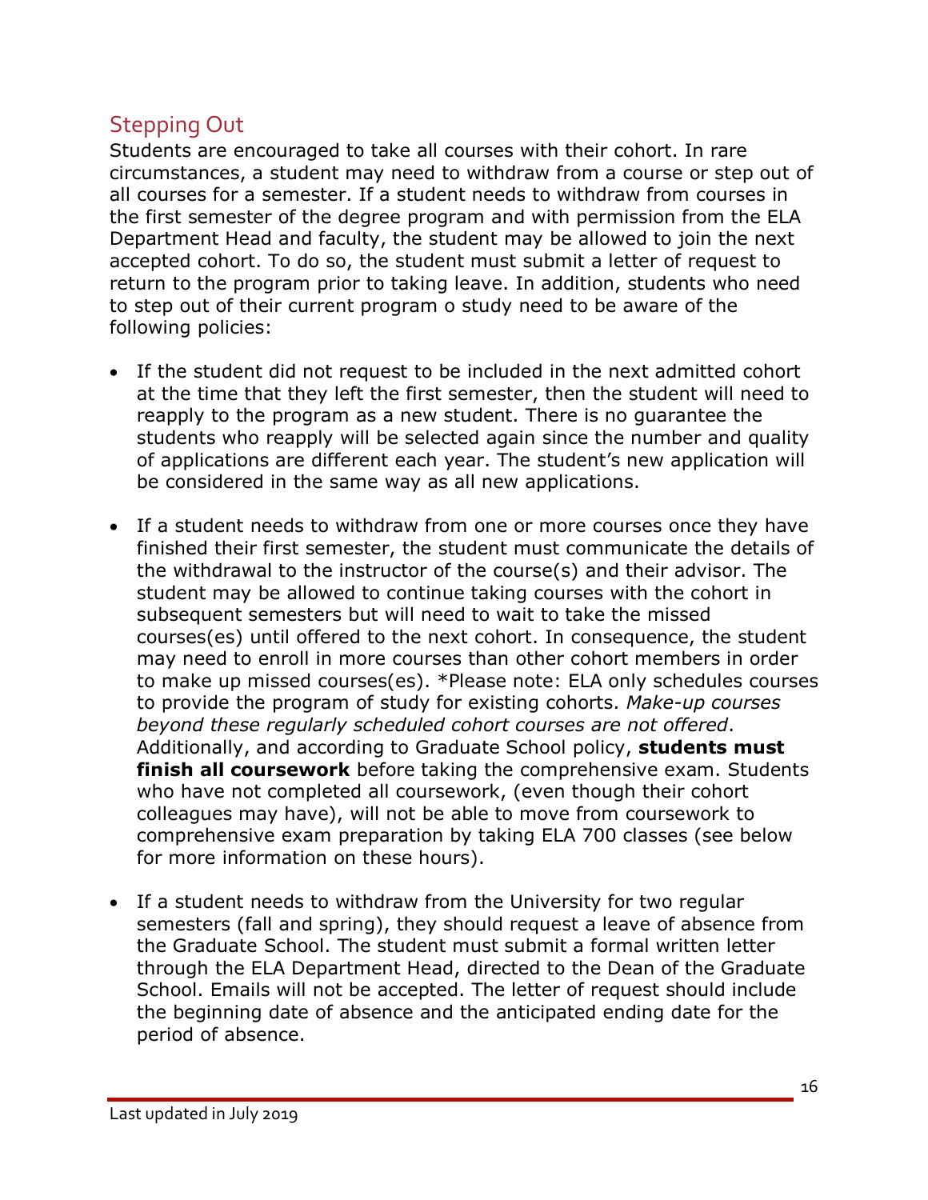## Stepping Out

Students are encouraged to take all courses with their cohort. In rare circumstances, a student may need to withdraw from a course or step out of all courses for a semester. If a student needs to withdraw from courses in the first semester of the degree program and with permission from the ELA Department Head and faculty, the student may be allowed to join the next accepted cohort. To do so, the student must submit a letter of request to return to the program prior to taking leave. In addition, students who need to step out of their current program o study need to be aware of the following policies:

- If the student did not request to be included in the next admitted cohort at the time that they left the first semester, then the student will need to reapply to the program as a new student. There is no guarantee the students who reapply will be selected again since the number and quality of applications are different each year. The student's new application will be considered in the same way as all new applications.

- If a student needs to withdraw from one or more courses once they have finished their first semester, the student must communicate the details of the withdrawal to the instructor of the course(s) and their advisor. The student may be allowed to continue taking courses with the cohort in subsequent semesters but will need to wait to take the missed courses(es) until offered to the next cohort. In consequence, the student may need to enroll in more courses than other cohort members in order to make up missed courses(es). *Please note: ELA only schedules courses to provide the program of study for existing cohorts. *Make-up courses beyond these regularly scheduled cohort courses are not offered*. Additionally, and according to Graduate School policy, **students must finish all coursework** before taking the comprehensive exam. Students who have not completed all coursework, (even though their cohort colleagues may have), will not be able to move from coursework to comprehensive exam preparation by taking ELA 700 classes (see below for more information on these hours).

- If a student needs to withdraw from the University for two regular semesters (fall and spring), they should request a leave of absence from the Graduate School. The student must submit a formal written letter through the ELA Department Head, directed to the Dean of the Graduate School. Emails will not be accepted. The letter of request should include the beginning date of absence and the anticipated ending date for the period of absence.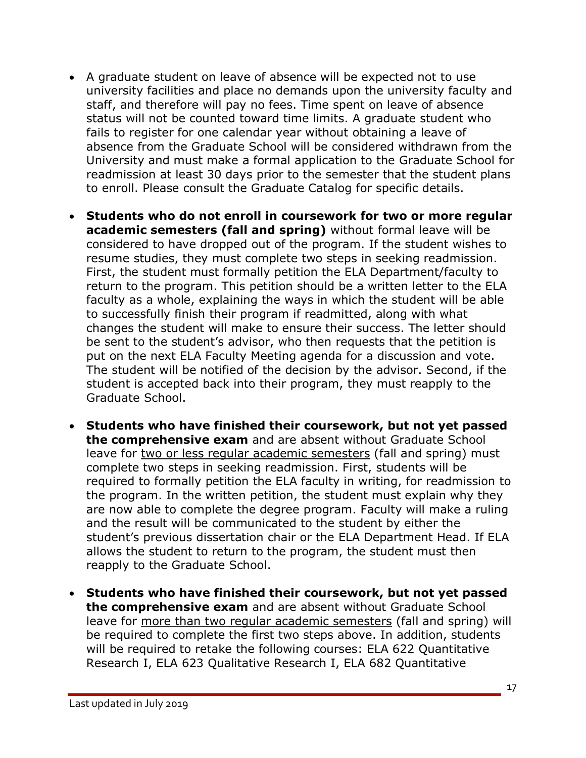- A graduate student on leave of absence will be expected not to use university facilities and place no demands upon the university faculty and staff, and therefore will pay no fees. Time spent on leave of absence status will not be counted toward time limits. A graduate student who fails to register for one calendar year without obtaining a leave of absence from the Graduate School will be considered withdrawn from the University and must make a formal application to the Graduate School for readmission at least 30 days prior to the semester that the student plans to enroll. Please consult the Graduate Catalog for specific details.
- **Students who do not enroll in coursework for two or more regular academic semesters (fall and spring)** without formal leave will be considered to have dropped out of the program. If the student wishes to resume studies, they must complete two steps in seeking readmission. First, the student must formally petition the ELA Department/faculty to return to the program. This petition should be a written letter to the ELA faculty as a whole, explaining the ways in which the student will be able to successfully finish their program if readmitted, along with what changes the student will make to ensure their success. The letter should be sent to the student's advisor, who then requests that the petition is put on the next ELA Faculty Meeting agenda for a discussion and vote. The student will be notified of the decision by the advisor. Second, if the student is accepted back into their program, they must reapply to the Graduate School.
- **Students who have finished their coursework, but not yet passed the comprehensive exam** and are absent without Graduate School leave for <u>two or less regular academic semesters</u> (fall and spring) must complete two steps in seeking readmission. First, students will be required to formally petition the ELA faculty in writing, for readmission to the program. In the written petition, the student must explain why they are now able to complete the degree program. Faculty will make a ruling and the result will be communicated to the student by either the student's previous dissertation chair or the ELA Department Head. If ELA allows the student to return to the program, the student must then reapply to the Graduate School.
- **Students who have finished their coursework, but not yet passed the comprehensive exam** and are absent without Graduate School leave for <u>more than two regular academic semesters</u> (fall and spring) will be required to complete the first two steps above. In addition, students will be required to retake the following courses: ELA 622 Quantitative Research I, ELA 623 Qualitative Research I, ELA 682 Quantitative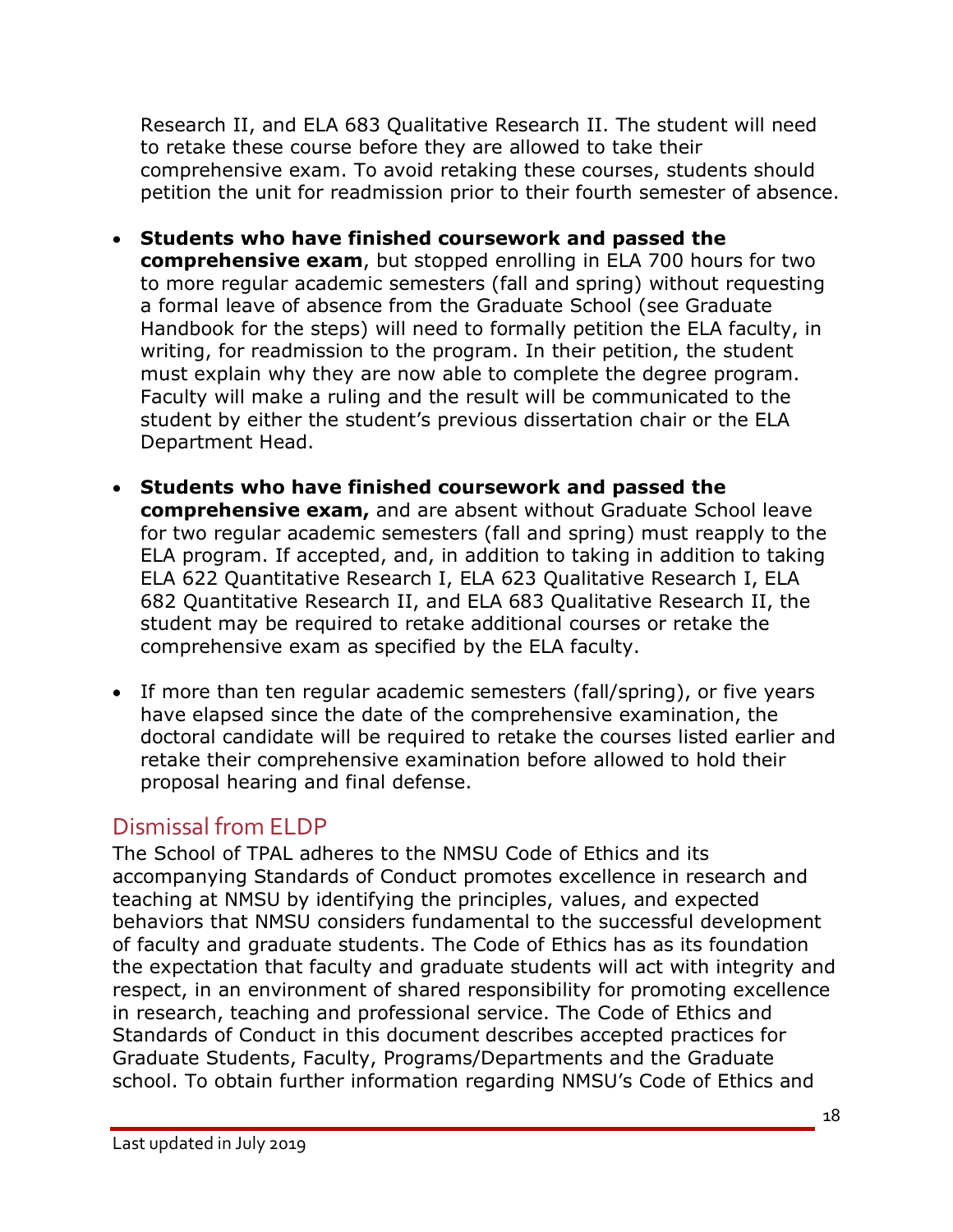Research II, and ELA 683 Qualitative Research II. The student will need to retake these course before they are allowed to take their comprehensive exam. To avoid retaking these courses, students should petition the unit for readmission prior to their fourth semester of absence.

- **Students who have finished coursework and passed the comprehensive exam**, but stopped enrolling in ELA 700 hours for two to more regular academic semesters (fall and spring) without requesting a formal leave of absence from the Graduate School (see Graduate Handbook for the steps) will need to formally petition the ELA faculty, in writing, for readmission to the program. In their petition, the student must explain why they are now able to complete the degree program. Faculty will make a ruling and the result will be communicated to the student by either the student's previous dissertation chair or the ELA Department Head.
- **Students who have finished coursework and passed the comprehensive exam,** and are absent without Graduate School leave for two regular academic semesters (fall and spring) must reapply to the ELA program. If accepted, and, in addition to taking in addition to taking ELA 622 Quantitative Research I, ELA 623 Qualitative Research I, ELA 682 Quantitative Research II, and ELA 683 Qualitative Research II, the student may be required to retake additional courses or retake the comprehensive exam as specified by the ELA faculty.
- If more than ten regular academic semesters (fall/spring), or five years have elapsed since the date of the comprehensive examination, the doctoral candidate will be required to retake the courses listed earlier and retake their comprehensive examination before allowed to hold their proposal hearing and final defense.

## Dismissal from ELDP

The School of TPAL adheres to the NMSU Code of Ethics and its accompanying Standards of Conduct promotes excellence in research and teaching at NMSU by identifying the principles, values, and expected behaviors that NMSU considers fundamental to the successful development of faculty and graduate students. The Code of Ethics has as its foundation the expectation that faculty and graduate students will act with integrity and respect, in an environment of shared responsibility for promoting excellence in research, teaching and professional service. The Code of Ethics and Standards of Conduct in this document describes accepted practices for Graduate Students, Faculty, Programs/Departments and the Graduate school. To obtain further information regarding NMSU's Code of Ethics and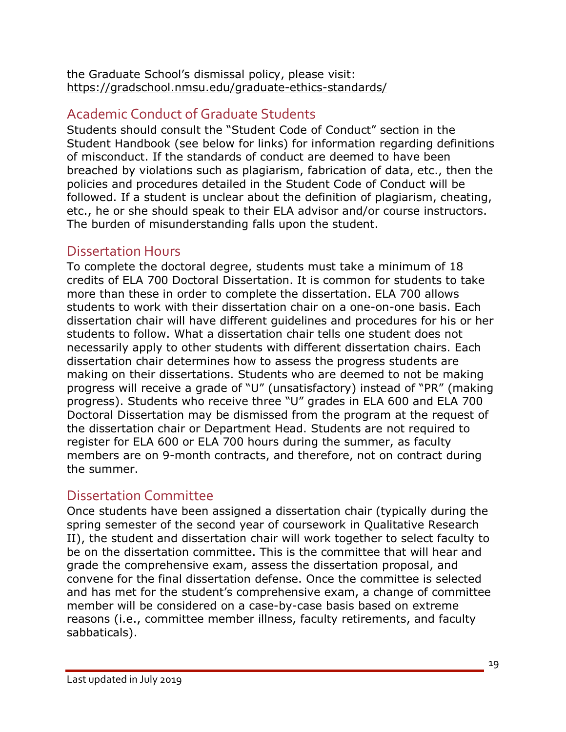the Graduate School's dismissal policy, please visit: https://gradschool.nmsu.edu/graduate-ethics-standards/

## Academic Conduct of Graduate Students

Students should consult the "Student Code of Conduct" section in the Student Handbook (see below for links) for information regarding definitions of misconduct. If the standards of conduct are deemed to have been breached by violations such as plagiarism, fabrication of data, etc., then the policies and procedures detailed in the Student Code of Conduct will be followed. If a student is unclear about the definition of plagiarism, cheating, etc., he or she should speak to their ELA advisor and/or course instructors. The burden of misunderstanding falls upon the student.

## Dissertation Hours

To complete the doctoral degree, students must take a minimum of 18 credits of ELA 700 Doctoral Dissertation. It is common for students to take more than these in order to complete the dissertation. ELA 700 allows students to work with their dissertation chair on a one-on-one basis. Each dissertation chair will have different guidelines and procedures for his or her students to follow. What a dissertation chair tells one student does not necessarily apply to other students with different dissertation chairs. Each dissertation chair determines how to assess the progress students are making on their dissertations. Students who are deemed to not be making progress will receive a grade of "U" (unsatisfactory) instead of "PR" (making progress). Students who receive three "U" grades in ELA 600 and ELA 700 Doctoral Dissertation may be dismissed from the program at the request of the dissertation chair or Department Head. Students are not required to register for ELA 600 or ELA 700 hours during the summer, as faculty members are on 9-month contracts, and therefore, not on contract during the summer.

## Dissertation Committee

Once students have been assigned a dissertation chair (typically during the spring semester of the second year of coursework in Qualitative Research II), the student and dissertation chair will work together to select faculty to be on the dissertation committee. This is the committee that will hear and grade the comprehensive exam, assess the dissertation proposal, and convene for the final dissertation defense. Once the committee is selected and has met for the student's comprehensive exam, a change of committee member will be considered on a case-by-case basis based on extreme reasons (i.e., committee member illness, faculty retirements, and faculty sabbaticals).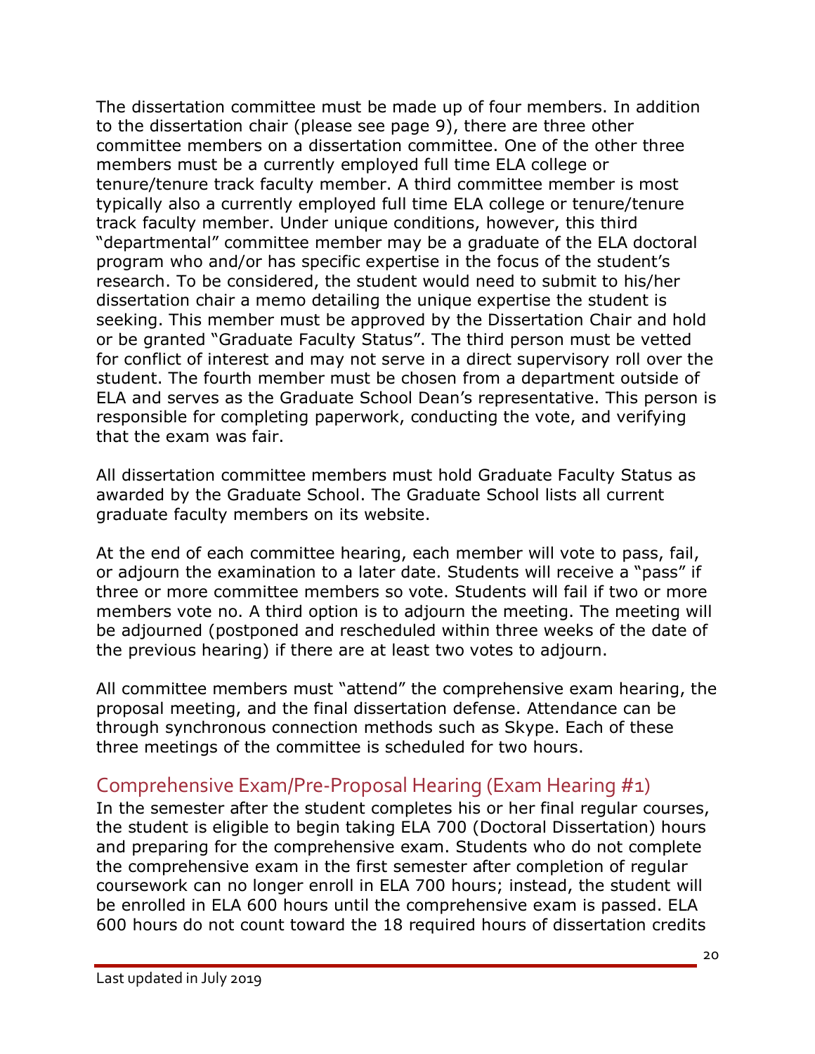The dissertation committee must be made up of four members. In addition to the dissertation chair (please see page 9), there are three other committee members on a dissertation committee. One of the other three members must be a currently employed full time ELA college or tenure/tenure track faculty member. A third committee member is most typically also a currently employed full time ELA college or tenure/tenure track faculty member. Under unique conditions, however, this third "departmental" committee member may be a graduate of the ELA doctoral program who and/or has specific expertise in the focus of the student's research. To be considered, the student would need to submit to his/her dissertation chair a memo detailing the unique expertise the student is seeking. This member must be approved by the Dissertation Chair and hold or be granted "Graduate Faculty Status". The third person must be vetted for conflict of interest and may not serve in a direct supervisory roll over the student. The fourth member must be chosen from a department outside of ELA and serves as the Graduate School Dean's representative. This person is responsible for completing paperwork, conducting the vote, and verifying that the exam was fair.

All dissertation committee members must hold Graduate Faculty Status as awarded by the Graduate School. The Graduate School lists all current graduate faculty members on its website.

At the end of each committee hearing, each member will vote to pass, fail, or adjourn the examination to a later date. Students will receive a "pass" if three or more committee members so vote. Students will fail if two or more members vote no. A third option is to adjourn the meeting. The meeting will be adjourned (postponed and rescheduled within three weeks of the date of the previous hearing) if there are at least two votes to adjourn.

All committee members must "attend" the comprehensive exam hearing, the proposal meeting, and the final dissertation defense. Attendance can be through synchronous connection methods such as Skype. Each of these three meetings of the committee is scheduled for two hours.

## Comprehensive Exam/Pre-Proposal Hearing (Exam Hearing #1)

In the semester after the student completes his or her final regular courses, the student is eligible to begin taking ELA 700 (Doctoral Dissertation) hours and preparing for the comprehensive exam. Students who do not complete the comprehensive exam in the first semester after completion of regular coursework can no longer enroll in ELA 700 hours; instead, the student will be enrolled in ELA 600 hours until the comprehensive exam is passed. ELA 600 hours do not count toward the 18 required hours of dissertation credits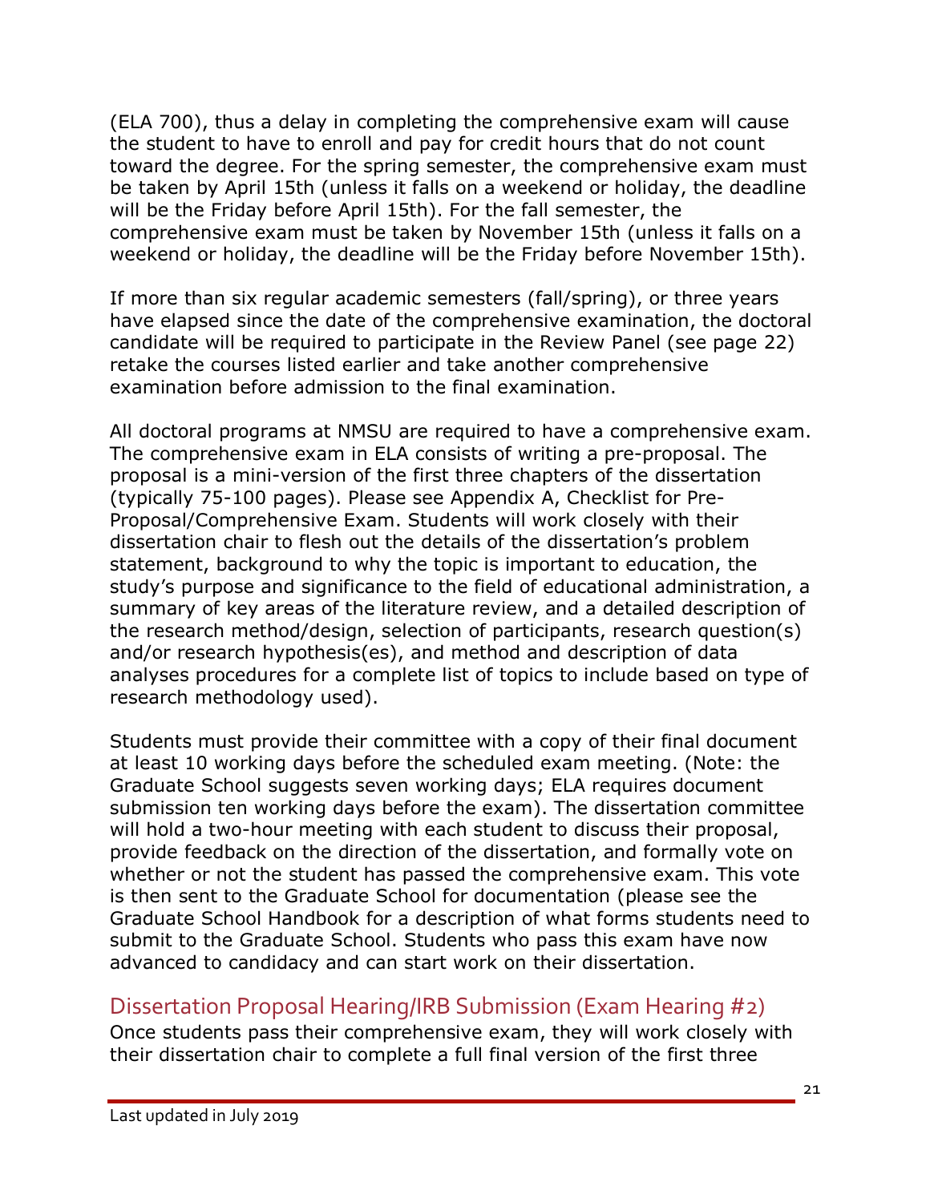(ELA 700), thus a delay in completing the comprehensive exam will cause the student to have to enroll and pay for credit hours that do not count toward the degree. For the spring semester, the comprehensive exam must be taken by April 15th (unless it falls on a weekend or holiday, the deadline will be the Friday before April 15th). For the fall semester, the comprehensive exam must be taken by November 15th (unless it falls on a weekend or holiday, the deadline will be the Friday before November 15th).

If more than six regular academic semesters (fall/spring), or three years have elapsed since the date of the comprehensive examination, the doctoral candidate will be required to participate in the Review Panel (see page 22) retake the courses listed earlier and take another comprehensive examination before admission to the final examination.

All doctoral programs at NMSU are required to have a comprehensive exam. The comprehensive exam in ELA consists of writing a pre-proposal. The proposal is a mini-version of the first three chapters of the dissertation (typically 75-100 pages). Please see Appendix A, Checklist for Pre-Proposal/Comprehensive Exam. Students will work closely with their dissertation chair to flesh out the details of the dissertation's problem statement, background to why the topic is important to education, the study's purpose and significance to the field of educational administration, a summary of key areas of the literature review, and a detailed description of the research method/design, selection of participants, research question(s) and/or research hypothesis(es), and method and description of data analyses procedures for a complete list of topics to include based on type of research methodology used).

Students must provide their committee with a copy of their final document at least 10 working days before the scheduled exam meeting. (Note: the Graduate School suggests seven working days; ELA requires document submission ten working days before the exam). The dissertation committee will hold a two-hour meeting with each student to discuss their proposal, provide feedback on the direction of the dissertation, and formally vote on whether or not the student has passed the comprehensive exam. This vote is then sent to the Graduate School for documentation (please see the Graduate School Handbook for a description of what forms students need to submit to the Graduate School. Students who pass this exam have now advanced to candidacy and can start work on their dissertation.

## Dissertation Proposal Hearing/IRB Submission (Exam Hearing #2)

Once students pass their comprehensive exam, they will work closely with their dissertation chair to complete a full final version of the first three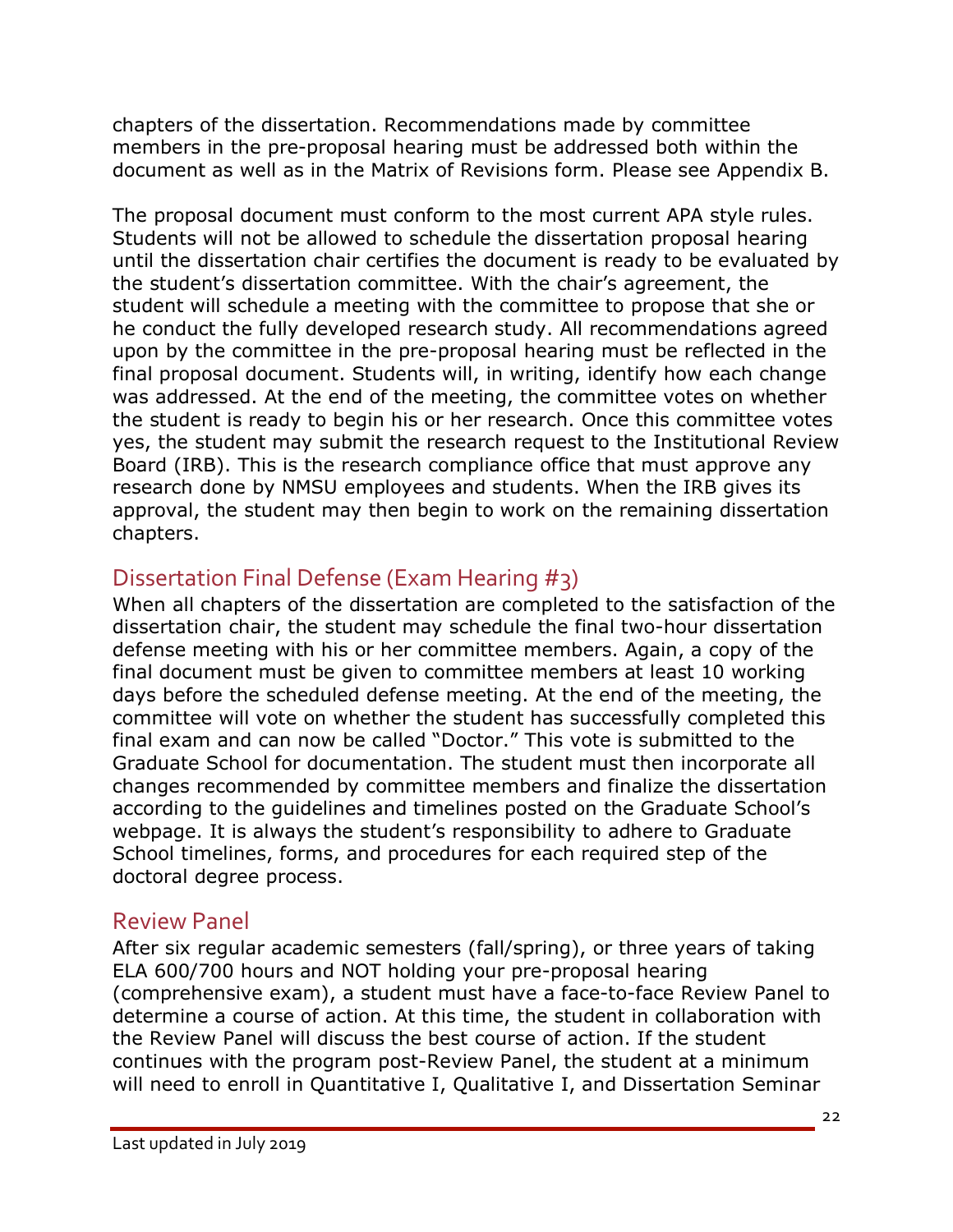chapters of the dissertation. Recommendations made by committee members in the pre-proposal hearing must be addressed both within the document as well as in the Matrix of Revisions form. Please see Appendix B.

The proposal document must conform to the most current APA style rules. Students will not be allowed to schedule the dissertation proposal hearing until the dissertation chair certifies the document is ready to be evaluated by the student's dissertation committee. With the chair's agreement, the student will schedule a meeting with the committee to propose that she or he conduct the fully developed research study. All recommendations agreed upon by the committee in the pre-proposal hearing must be reflected in the final proposal document. Students will, in writing, identify how each change was addressed. At the end of the meeting, the committee votes on whether the student is ready to begin his or her research. Once this committee votes yes, the student may submit the research request to the Institutional Review Board (IRB). This is the research compliance office that must approve any research done by NMSU employees and students. When the IRB gives its approval, the student may then begin to work on the remaining dissertation chapters.

## Dissertation Final Defense (Exam Hearing #3)

When all chapters of the dissertation are completed to the satisfaction of the dissertation chair, the student may schedule the final two-hour dissertation defense meeting with his or her committee members. Again, a copy of the final document must be given to committee members at least 10 working days before the scheduled defense meeting. At the end of the meeting, the committee will vote on whether the student has successfully completed this final exam and can now be called "Doctor." This vote is submitted to the Graduate School for documentation. The student must then incorporate all changes recommended by committee members and finalize the dissertation according to the guidelines and timelines posted on the Graduate School's webpage. It is always the student's responsibility to adhere to Graduate School timelines, forms, and procedures for each required step of the doctoral degree process.

## Review Panel

After six regular academic semesters (fall/spring), or three years of taking ELA 600/700 hours and NOT holding your pre-proposal hearing (comprehensive exam), a student must have a face-to-face Review Panel to determine a course of action. At this time, the student in collaboration with the Review Panel will discuss the best course of action. If the student continues with the program post-Review Panel, the student at a minimum will need to enroll in Quantitative I, Qualitative I, and Dissertation Seminar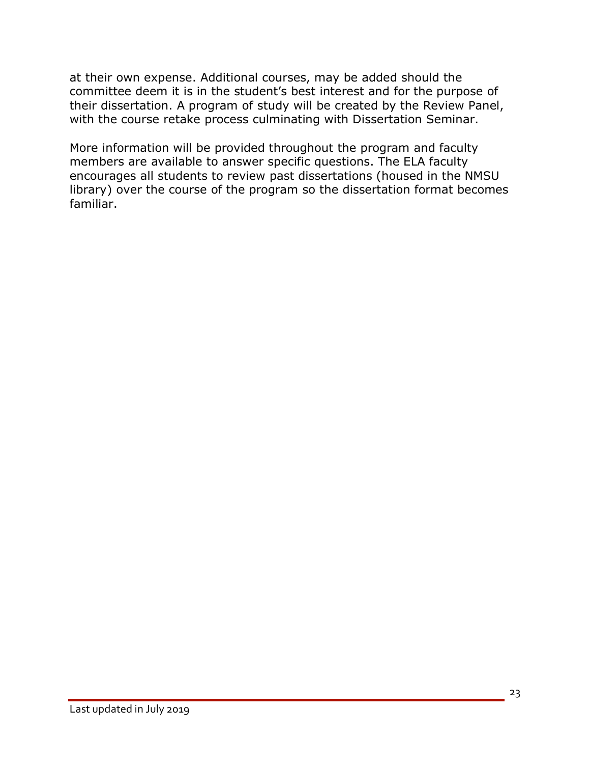at their own expense. Additional courses, may be added should the committee deem it is in the student's best interest and for the purpose of their dissertation. A program of study will be created by the Review Panel, with the course retake process culminating with Dissertation Seminar.

More information will be provided throughout the program and faculty members are available to answer specific questions. The ELA faculty encourages all students to review past dissertations (housed in the NMSU library) over the course of the program so the dissertation format becomes familiar.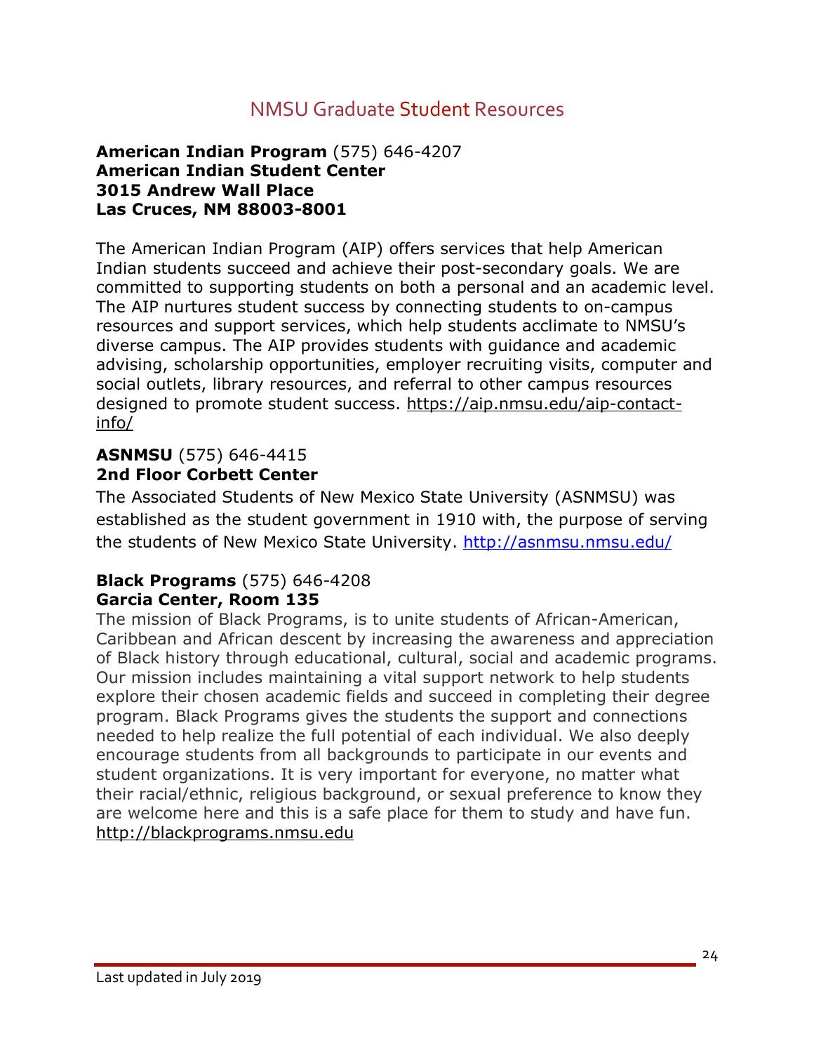## NMSU Graduate Student Resources

**American Indian Program** (575) 646-4207
**American Indian Student Center**
**3015 Andrew Wall Place**
**Las Cruces, NM 88003-8001**

The American Indian Program (AIP) offers services that help American Indian students succeed and achieve their post-secondary goals. We are committed to supporting students on both a personal and an academic level. The AIP nurtures student success by connecting students to on-campus resources and support services, which help students acclimate to NMSU's diverse campus. The AIP provides students with guidance and academic advising, scholarship opportunities, employer recruiting visits, computer and social outlets, library resources, and referral to other campus resources designed to promote student success. https://aip.nmsu.edu/aip-contact-info/

**ASNMSU** (575) 646-4415
**2nd Floor Corbett Center**

The Associated Students of New Mexico State University (ASNMSU) was established as the student government in 1910 with, the purpose of serving the students of New Mexico State University. http://asnmsu.nmsu.edu/

**Black Programs** (575) 646-4208
**Garcia Center, Room 135**

The mission of Black Programs, is to unite students of African-American, Caribbean and African descent by increasing the awareness and appreciation of Black history through educational, cultural, social and academic programs. Our mission includes maintaining a vital support network to help students explore their chosen academic fields and succeed in completing their degree program. Black Programs gives the students the support and connections needed to help realize the full potential of each individual. We also deeply encourage students from all backgrounds to participate in our events and student organizations. It is very important for everyone, no matter what their racial/ethnic, religious background, or sexual preference to know they are welcome here and this is a safe place for them to study and have fun. http://blackprograms.nmsu.edu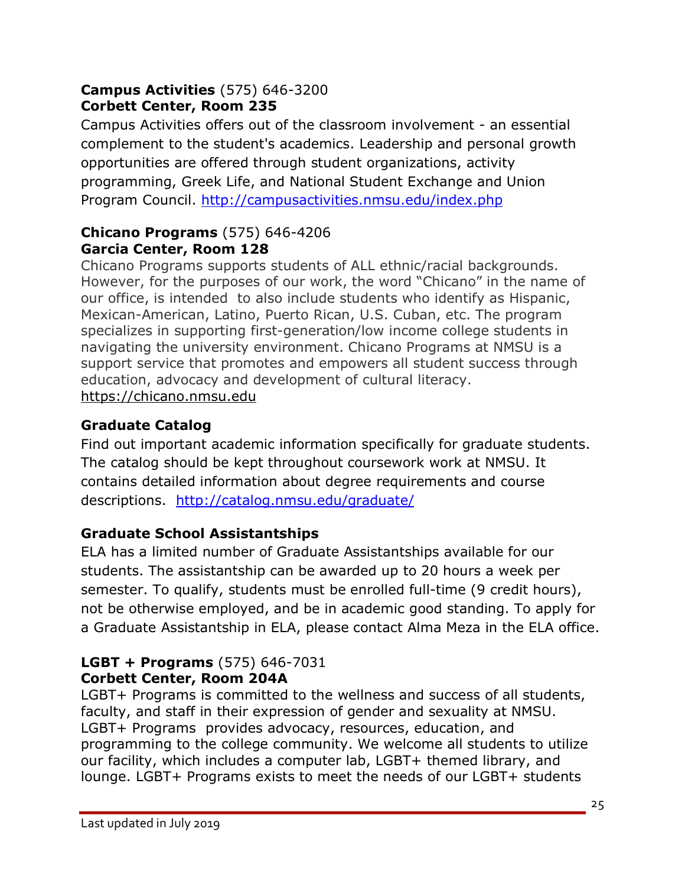**Campus Activities** (575) 646-3200
**Corbett Center, Room 235**

Campus Activities offers out of the classroom involvement - an essential complement to the student's academics. Leadership and personal growth opportunities are offered through student organizations, activity programming, Greek Life, and National Student Exchange and Union Program Council. http://campusactivities.nmsu.edu/index.php

**Chicano Programs** (575) 646-4206
**Garcia Center, Room 128**

Chicano Programs supports students of ALL ethnic/racial backgrounds. However, for the purposes of our work, the word "Chicano" in the name of our office, is intended to also include students who identify as Hispanic, Mexican-American, Latino, Puerto Rican, U.S. Cuban, etc. The program specializes in supporting first-generation/low income college students in navigating the university environment. Chicano Programs at NMSU is a support service that promotes and empowers all student success through education, advocacy and development of cultural literacy. https://chicano.nmsu.edu

**Graduate Catalog**

Find out important academic information specifically for graduate students. The catalog should be kept throughout coursework work at NMSU. It contains detailed information about degree requirements and course descriptions. http://catalog.nmsu.edu/graduate/

**Graduate School Assistantships**

ELA has a limited number of Graduate Assistantships available for our students. The assistantship can be awarded up to 20 hours a week per semester. To qualify, students must be enrolled full-time (9 credit hours), not be otherwise employed, and be in academic good standing. To apply for a Graduate Assistantship in ELA, please contact Alma Meza in the ELA office.

**LGBT + Programs** (575) 646-7031
**Corbett Center, Room 204A**

LGBT+ Programs is committed to the wellness and success of all students, faculty, and staff in their expression of gender and sexuality at NMSU. LGBT+ Programs provides advocacy, resources, education, and programming to the college community. We welcome all students to utilize our facility, which includes a computer lab, LGBT+ themed library, and lounge. LGBT+ Programs exists to meet the needs of our LGBT+ students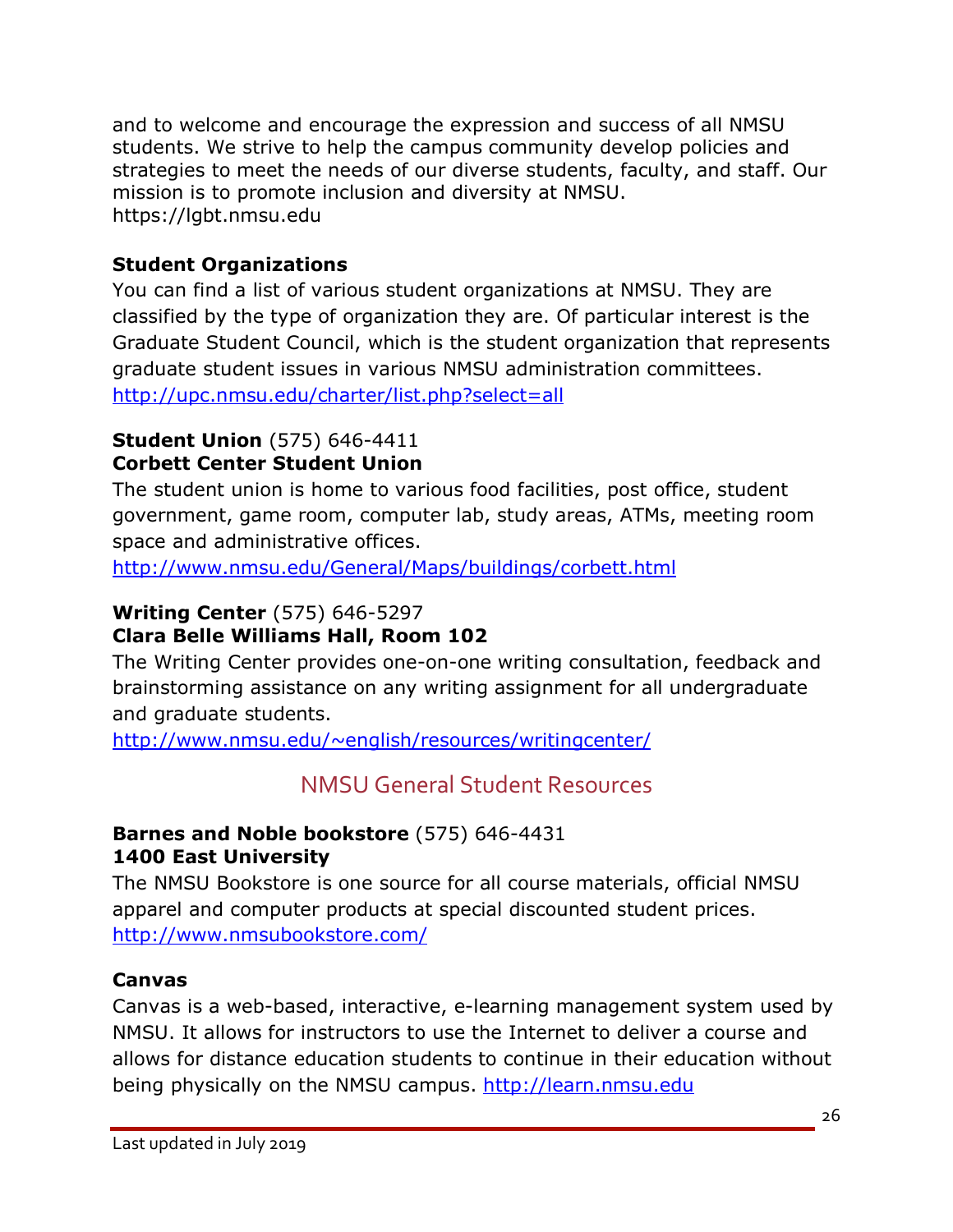and to welcome and encourage the expression and success of all NMSU students. We strive to help the campus community develop policies and strategies to meet the needs of our diverse students, faculty, and staff. Our mission is to promote inclusion and diversity at NMSU.
https://lgbt.nmsu.edu

**Student Organizations**
You can find a list of various student organizations at NMSU. They are classified by the type of organization they are. Of particular interest is the Graduate Student Council, which is the student organization that represents graduate student issues in various NMSU administration committees.
http://upc.nmsu.edu/charter/list.php?select=all

**Student Union** (575) 646-4411
**Corbett Center Student Union**
The student union is home to various food facilities, post office, student government, game room, computer lab, study areas, ATMs, meeting room space and administrative offices.
http://www.nmsu.edu/General/Maps/buildings/corbett.html

**Writing Center** (575) 646-5297
**Clara Belle Williams Hall, Room 102**
The Writing Center provides one-on-one writing consultation, feedback and brainstorming assistance on any writing assignment for all undergraduate and graduate students.
http://www.nmsu.edu/~english/resources/writingcenter/

## NMSU General Student Resources

**Barnes and Noble bookstore** (575) 646-4431
**1400 East University**
The NMSU Bookstore is one source for all course materials, official NMSU apparel and computer products at special discounted student prices.
http://www.nmsubookstore.com/

**Canvas**
Canvas is a web-based, interactive, e-learning management system used by NMSU. It allows for instructors to use the Internet to deliver a course and allows for distance education students to continue in their education without being physically on the NMSU campus. http://learn.nmsu.edu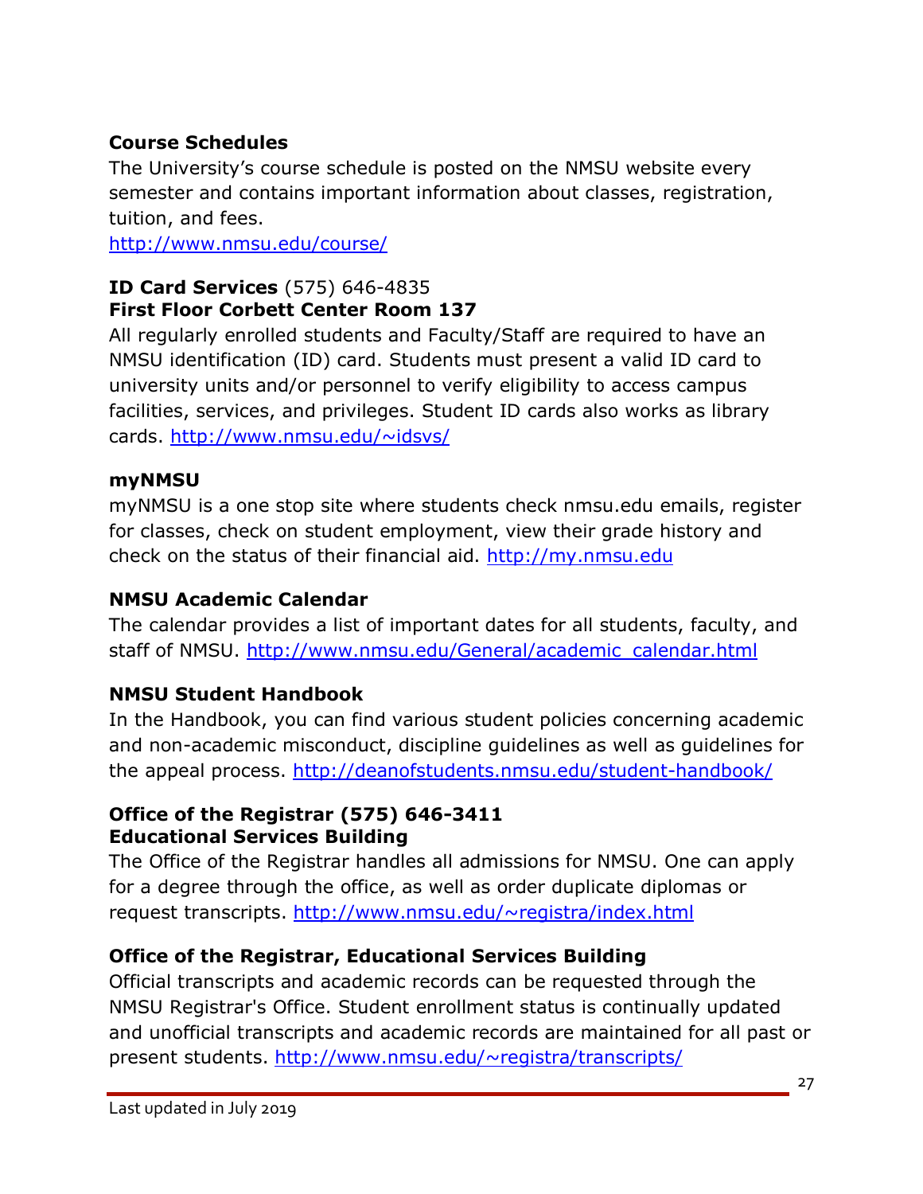**Course Schedules**

The University's course schedule is posted on the NMSU website every semester and contains important information about classes, registration, tuition, and fees.
http://www.nmsu.edu/course/

**ID Card Services** (575) 646-4835
**First Floor Corbett Center Room 137**

All regularly enrolled students and Faculty/Staff are required to have an NMSU identification (ID) card. Students must present a valid ID card to university units and/or personnel to verify eligibility to access campus facilities, services, and privileges. Student ID cards also works as library cards. http://www.nmsu.edu/~idsvs/

**myNMSU**

myNMSU is a one stop site where students check nmsu.edu emails, register for classes, check on student employment, view their grade history and check on the status of their financial aid. http://my.nmsu.edu

**NMSU Academic Calendar**

The calendar provides a list of important dates for all students, faculty, and staff of NMSU. http://www.nmsu.edu/General/academic_calendar.html

**NMSU Student Handbook**

In the Handbook, you can find various student policies concerning academic and non-academic misconduct, discipline guidelines as well as guidelines for the appeal process. http://deanofstudents.nmsu.edu/student-handbook/

**Office of the Registrar (575) 646-3411**
**Educational Services Building**

The Office of the Registrar handles all admissions for NMSU. One can apply for a degree through the office, as well as order duplicate diplomas or request transcripts. http://www.nmsu.edu/~registra/index.html

**Office of the Registrar, Educational Services Building**

Official transcripts and academic records can be requested through the NMSU Registrar's Office. Student enrollment status is continually updated and unofficial transcripts and academic records are maintained for all past or present students. http://www.nmsu.edu/~registra/transcripts/

Last updated in July 2019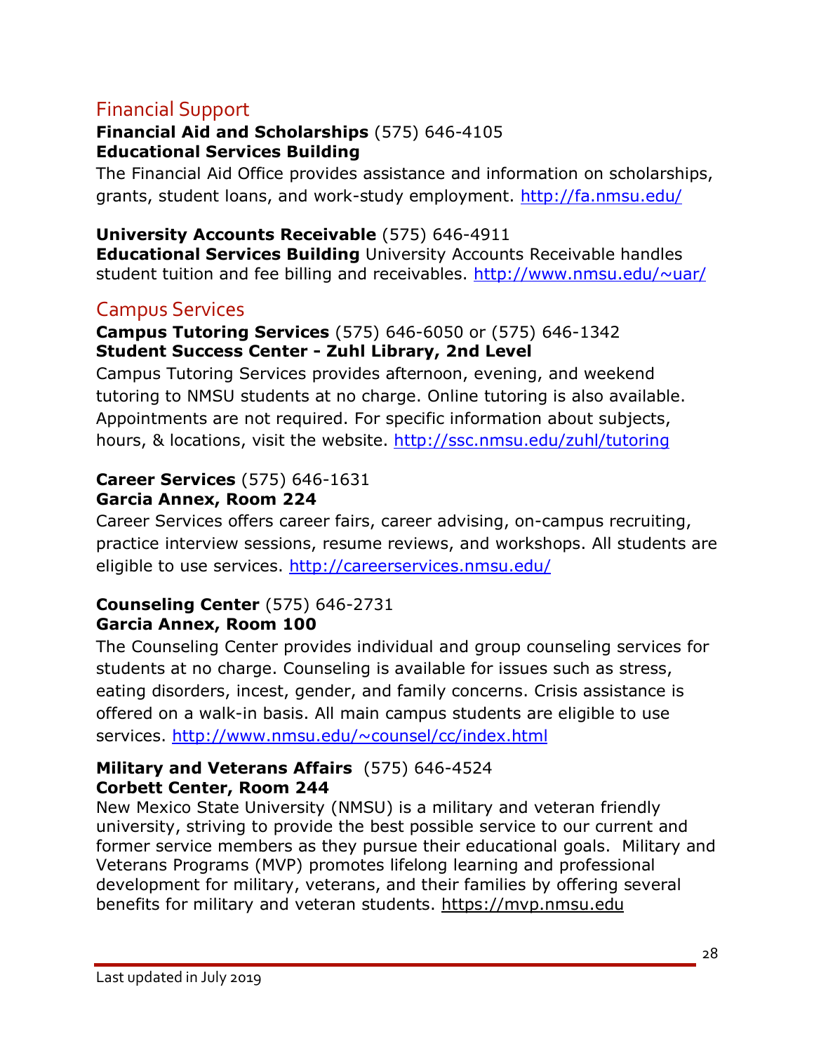## Financial Support

**Financial Aid and Scholarships** (575) 646-4105
**Educational Services Building**
The Financial Aid Office provides assistance and information on scholarships, grants, student loans, and work-study employment. http://fa.nmsu.edu/

**University Accounts Receivable** (575) 646-4911
**Educational Services Building** University Accounts Receivable handles student tuition and fee billing and receivables. http://www.nmsu.edu/~uar/

## Campus Services

**Campus Tutoring Services** (575) 646-6050 or (575) 646-1342
**Student Success Center - Zuhl Library, 2nd Level**
Campus Tutoring Services provides afternoon, evening, and weekend tutoring to NMSU students at no charge. Online tutoring is also available. Appointments are not required. For specific information about subjects, hours, & locations, visit the website. http://ssc.nmsu.edu/zuhl/tutoring

**Career Services** (575) 646-1631
**Garcia Annex, Room 224**
Career Services offers career fairs, career advising, on-campus recruiting, practice interview sessions, resume reviews, and workshops. All students are eligible to use services. http://careerservices.nmsu.edu/

**Counseling Center** (575) 646-2731
**Garcia Annex, Room 100**
The Counseling Center provides individual and group counseling services for students at no charge. Counseling is available for issues such as stress, eating disorders, incest, gender, and family concerns. Crisis assistance is offered on a walk-in basis. All main campus students are eligible to use services. http://www.nmsu.edu/~counsel/cc/index.html

**Military and Veterans Affairs** (575) 646-4524
**Corbett Center, Room 244**
New Mexico State University (NMSU) is a military and veteran friendly university, striving to provide the best possible service to our current and former service members as they pursue their educational goals. Military and Veterans Programs (MVP) promotes lifelong learning and professional development for military, veterans, and their families by offering several benefits for military and veteran students. https://mvp.nmsu.edu

Last updated in July 2019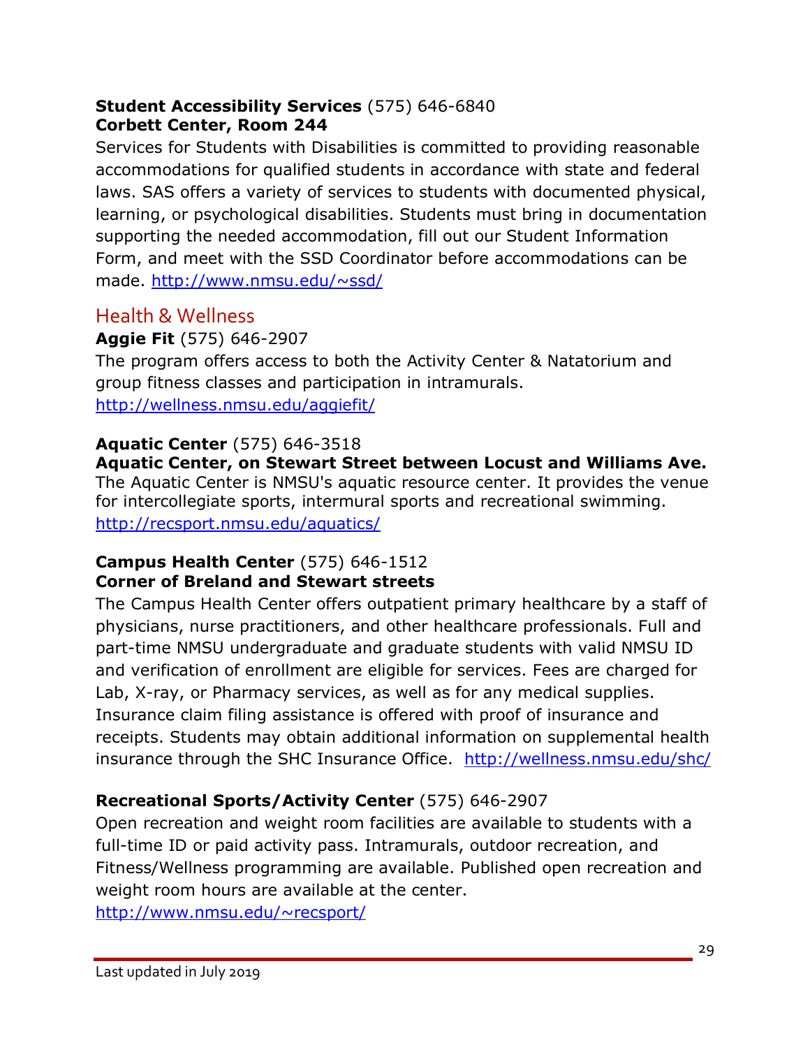**Student Accessibility Services** (575) 646-6840
**Corbett Center, Room 244**

Services for Students with Disabilities is committed to providing reasonable accommodations for qualified students in accordance with state and federal laws. SAS offers a variety of services to students with documented physical, learning, or psychological disabilities. Students must bring in documentation supporting the needed accommodation, fill out our Student Information Form, and meet with the SSD Coordinator before accommodations can be made. http://www.nmsu.edu/~ssd/

## Health & Wellness

**Aggie Fit** (575) 646-2907

The program offers access to both the Activity Center & Natatorium and group fitness classes and participation in intramurals.
http://wellness.nmsu.edu/aggiefit/

**Aquatic Center** (575) 646-3518
**Aquatic Center, on Stewart Street between Locust and Williams Ave.**

The Aquatic Center is NMSU's aquatic resource center. It provides the venue for intercollegiate sports, intermural sports and recreational swimming.
http://recsport.nmsu.edu/aquatics/

**Campus Health Center** (575) 646-1512
**Corner of Breland and Stewart streets**

The Campus Health Center offers outpatient primary healthcare by a staff of physicians, nurse practitioners, and other healthcare professionals. Full and part-time NMSU undergraduate and graduate students with valid NMSU ID and verification of enrollment are eligible for services. Fees are charged for Lab, X-ray, or Pharmacy services, as well as for any medical supplies. Insurance claim filing assistance is offered with proof of insurance and receipts. Students may obtain additional information on supplemental health insurance through the SHC Insurance Office. http://wellness.nmsu.edu/shc/

**Recreational Sports/Activity Center** (575) 646-2907

Open recreation and weight room facilities are available to students with a full-time ID or paid activity pass. Intramurals, outdoor recreation, and Fitness/Wellness programming are available. Published open recreation and weight room hours are available at the center.
http://www.nmsu.edu/~recsport/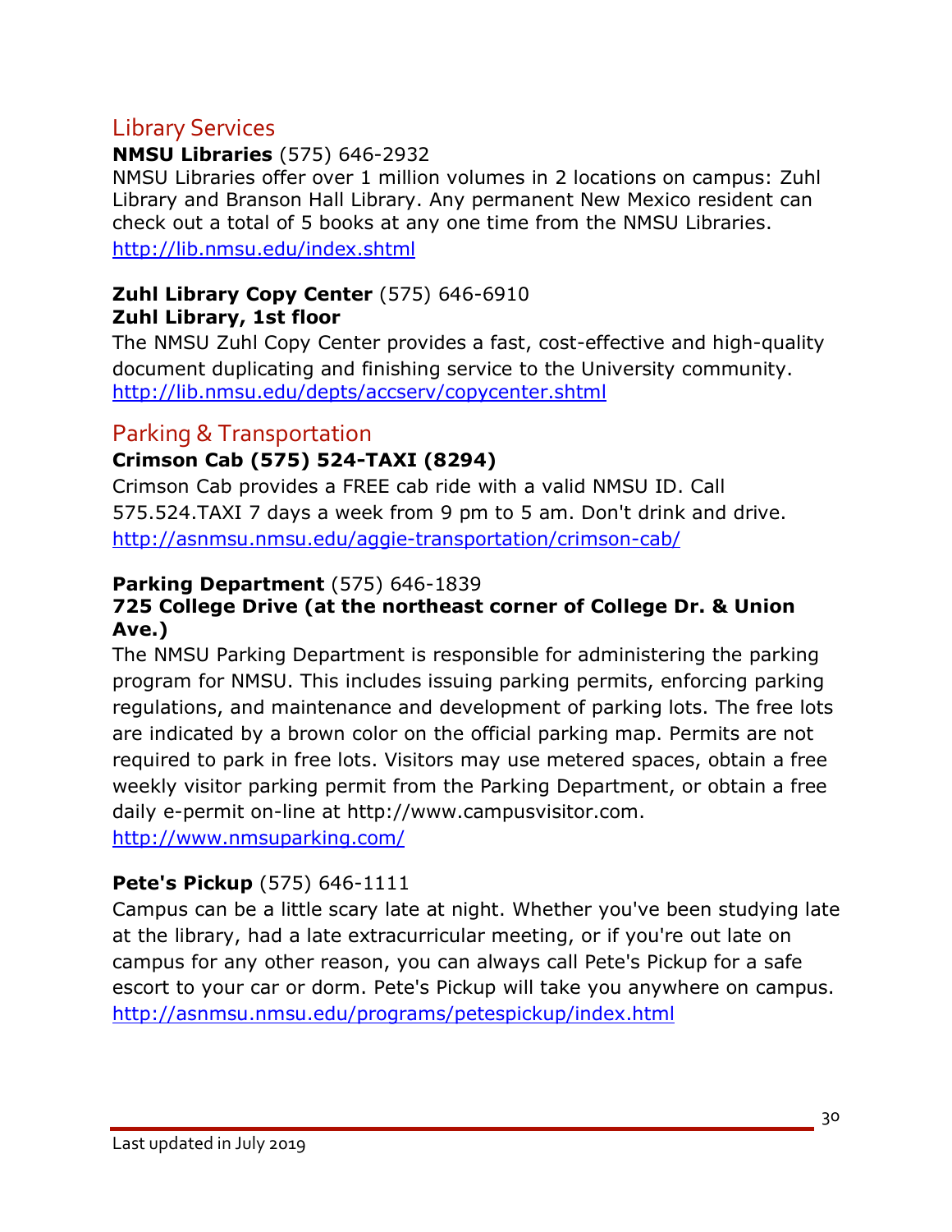## Library Services

**NMSU Libraries** (575) 646-2932
NMSU Libraries offer over 1 million volumes in 2 locations on campus: Zuhl Library and Branson Hall Library. Any permanent New Mexico resident can check out a total of 5 books at any one time from the NMSU Libraries.
http://lib.nmsu.edu/index.shtml

**Zuhl Library Copy Center** (575) 646-6910
**Zuhl Library, 1st floor**
The NMSU Zuhl Copy Center provides a fast, cost-effective and high-quality document duplicating and finishing service to the University community.
http://lib.nmsu.edu/depts/accserv/copycenter.shtml

## Parking & Transportation

**Crimson Cab (575) 524-TAXI (8294)**
Crimson Cab provides a FREE cab ride with a valid NMSU ID. Call 575.524.TAXI 7 days a week from 9 pm to 5 am. Don't drink and drive.
http://asnmsu.nmsu.edu/aggie-transportation/crimson-cab/

**Parking Department** (575) 646-1839
**725 College Drive (at the northeast corner of College Dr. & Union Ave.)**
The NMSU Parking Department is responsible for administering the parking program for NMSU. This includes issuing parking permits, enforcing parking regulations, and maintenance and development of parking lots. The free lots are indicated by a brown color on the official parking map. Permits are not required to park in free lots. Visitors may use metered spaces, obtain a free weekly visitor parking permit from the Parking Department, or obtain a free daily e-permit on-line at http://www.campusvisitor.com.
http://www.nmsuparking.com/

**Pete's Pickup** (575) 646-1111
Campus can be a little scary late at night. Whether you've been studying late at the library, had a late extracurricular meeting, or if you're out late on campus for any other reason, you can always call Pete's Pickup for a safe escort to your car or dorm. Pete's Pickup will take you anywhere on campus.
http://asnmsu.nmsu.edu/programs/petespickup/index.html

Last updated in July 2019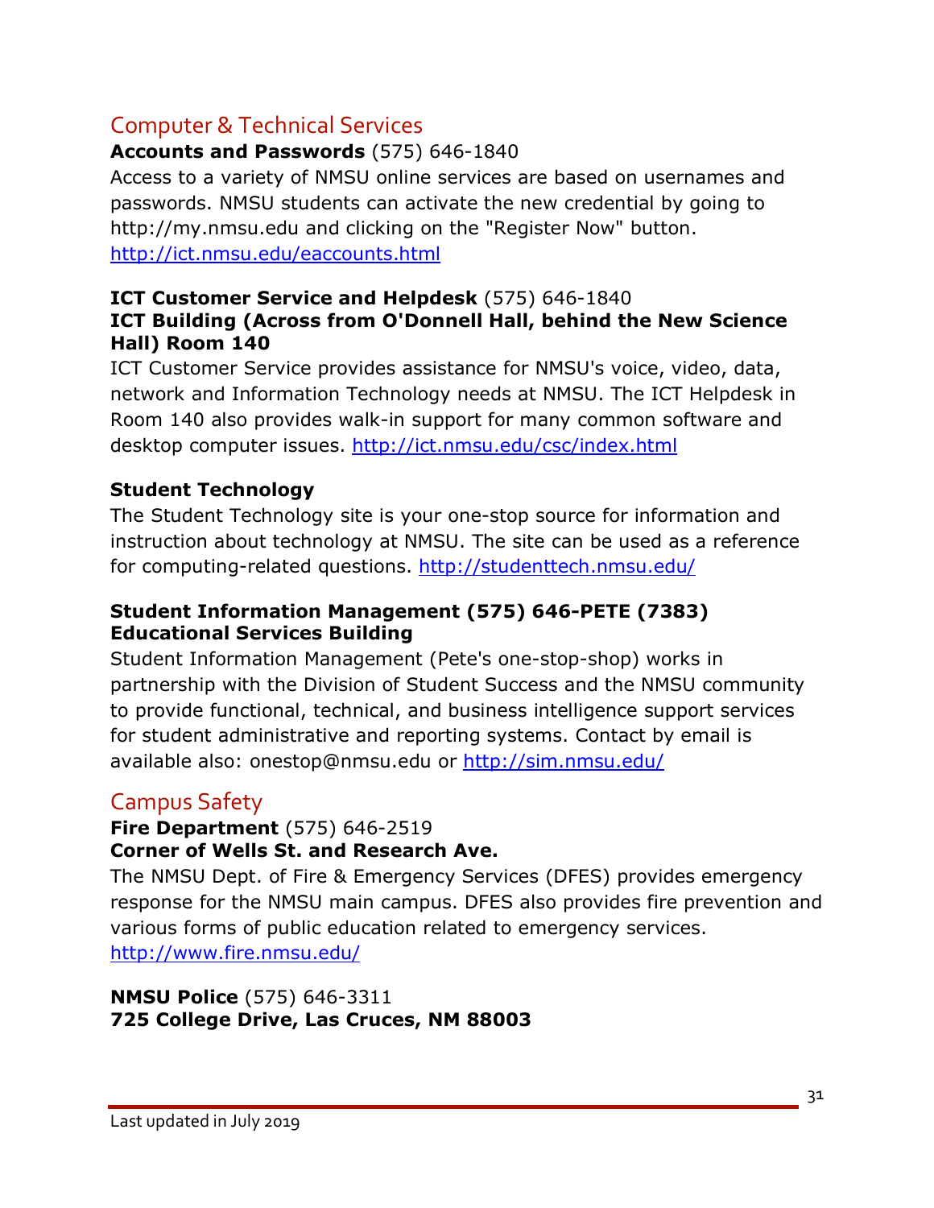## Computer & Technical Services

**Accounts and Passwords** (575) 646-1840

Access to a variety of NMSU online services are based on usernames and passwords. NMSU students can activate the new credential by going to http://my.nmsu.edu and clicking on the "Register Now" button. http://ict.nmsu.edu/eaccounts.html

**ICT Customer Service and Helpdesk** (575) 646-1840
**ICT Building (Across from O'Donnell Hall, behind the New Science Hall) Room 140**

ICT Customer Service provides assistance for NMSU's voice, video, data, network and Information Technology needs at NMSU. The ICT Helpdesk in Room 140 also provides walk-in support for many common software and desktop computer issues. http://ict.nmsu.edu/csc/index.html

**Student Technology**

The Student Technology site is your one-stop source for information and instruction about technology at NMSU. The site can be used as a reference for computing-related questions. http://studenttech.nmsu.edu/

**Student Information Management (575) 646-PETE (7383)**
**Educational Services Building**

Student Information Management (Pete's one-stop-shop) works in partnership with the Division of Student Success and the NMSU community to provide functional, technical, and business intelligence support services for student administrative and reporting systems. Contact by email is available also: onestop@nmsu.edu or http://sim.nmsu.edu/

## Campus Safety

**Fire Department** (575) 646-2519
**Corner of Wells St. and Research Ave.**

The NMSU Dept. of Fire & Emergency Services (DFES) provides emergency response for the NMSU main campus. DFES also provides fire prevention and various forms of public education related to emergency services. http://www.fire.nmsu.edu/

**NMSU Police** (575) 646-3311
**725 College Drive, Las Cruces, NM 88003**

Last updated in July 2019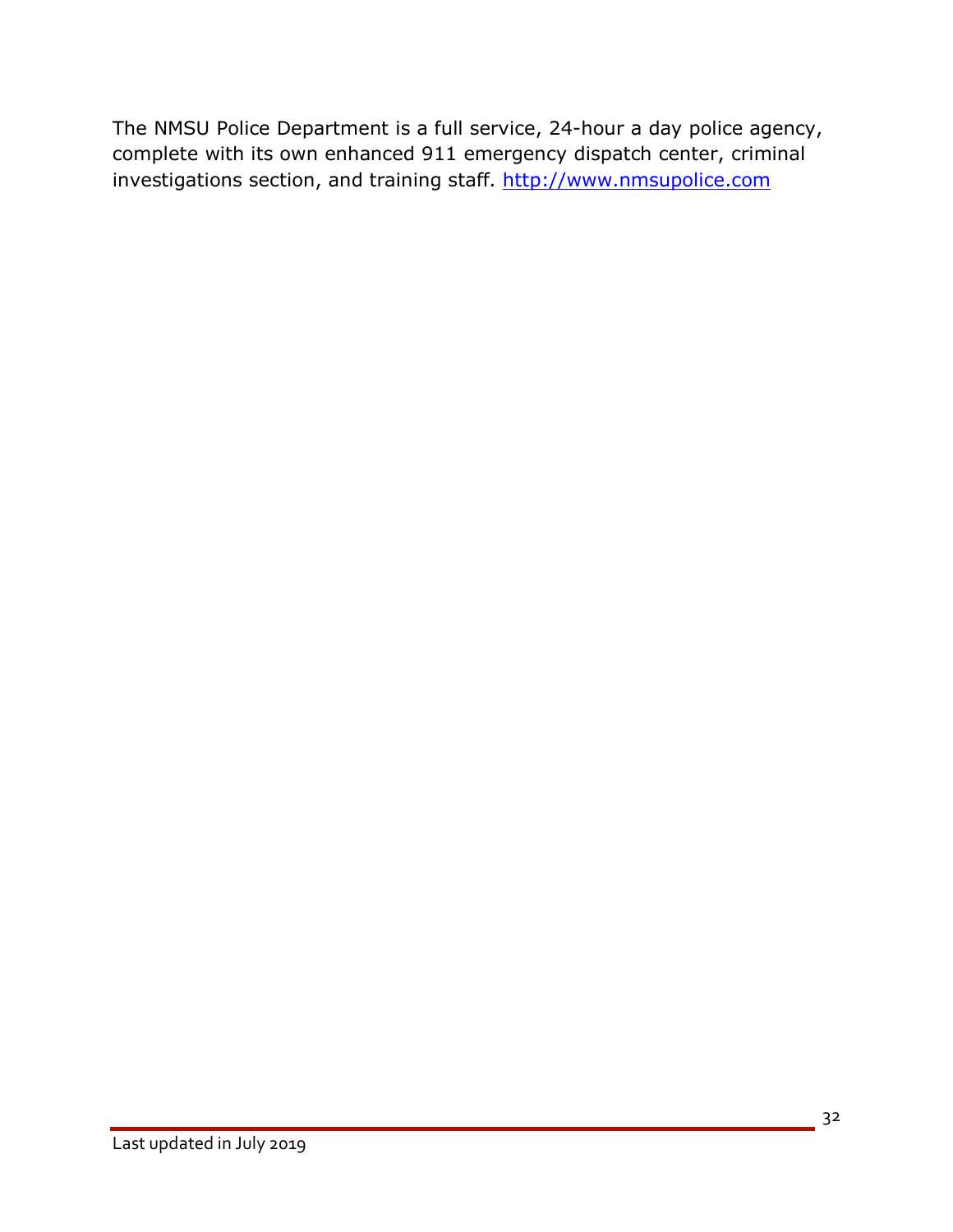The NMSU Police Department is a full service, 24-hour a day police agency, complete with its own enhanced 911 emergency dispatch center, criminal investigations section, and training staff. http://www.nmsupolice.com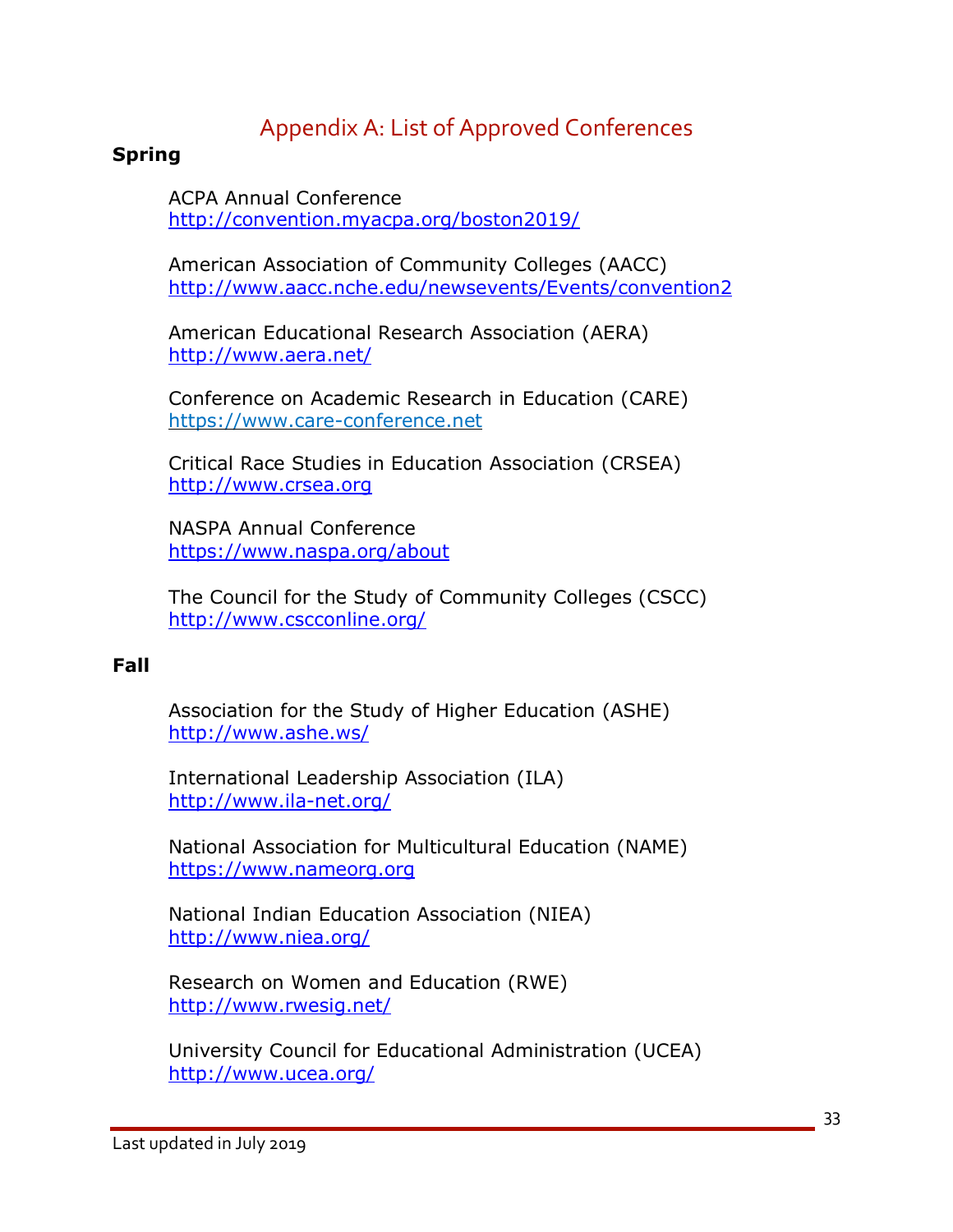# Appendix A: List of Approved Conferences

**Spring**

ACPA Annual Conference
http://convention.myacpa.org/boston2019/

American Association of Community Colleges (AACC)
http://www.aacc.nche.edu/newsevents/Events/convention2

American Educational Research Association (AERA)
http://www.aera.net/

Conference on Academic Research in Education (CARE)
https://www.care-conference.net

Critical Race Studies in Education Association (CRSEA)
http://www.crsea.org

NASPA Annual Conference
https://www.naspa.org/about

The Council for the Study of Community Colleges (CSCC)
http://www.cscconline.org/

**Fall**

Association for the Study of Higher Education (ASHE)
http://www.ashe.ws/

International Leadership Association (ILA)
http://www.ila-net.org/

National Association for Multicultural Education (NAME)
https://www.nameorg.org

National Indian Education Association (NIEA)
http://www.niea.org/

Research on Women and Education (RWE)
http://www.rwesig.net/

University Council for Educational Administration (UCEA)
http://www.ucea.org/

Last updated in July 2019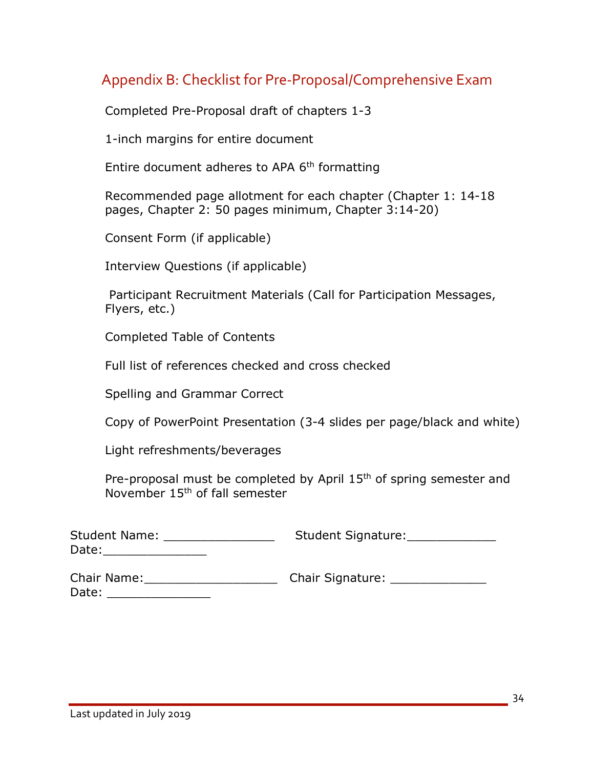## Appendix B: Checklist for Pre-Proposal/Comprehensive Exam

Completed Pre-Proposal draft of chapters 1-3

1-inch margins for entire document

Entire document adheres to APA 6th formatting

Recommended page allotment for each chapter (Chapter 1: 14-18 pages, Chapter 2: 50 pages minimum, Chapter 3:14-20)

Consent Form (if applicable)

Interview Questions (if applicable)

Participant Recruitment Materials (Call for Participation Messages, Flyers, etc.)

Completed Table of Contents

Full list of references checked and cross checked

Spelling and Grammar Correct

Copy of PowerPoint Presentation (3-4 slides per page/black and white)

Light refreshments/beverages

Pre-proposal must be completed by April 15th of spring semester and November 15th of fall semester

Student Name: _______________ Student Signature:____________ Date:______________

Chair Name:__________________ Chair Signature: _____________ Date: ______________

Last updated in July 2019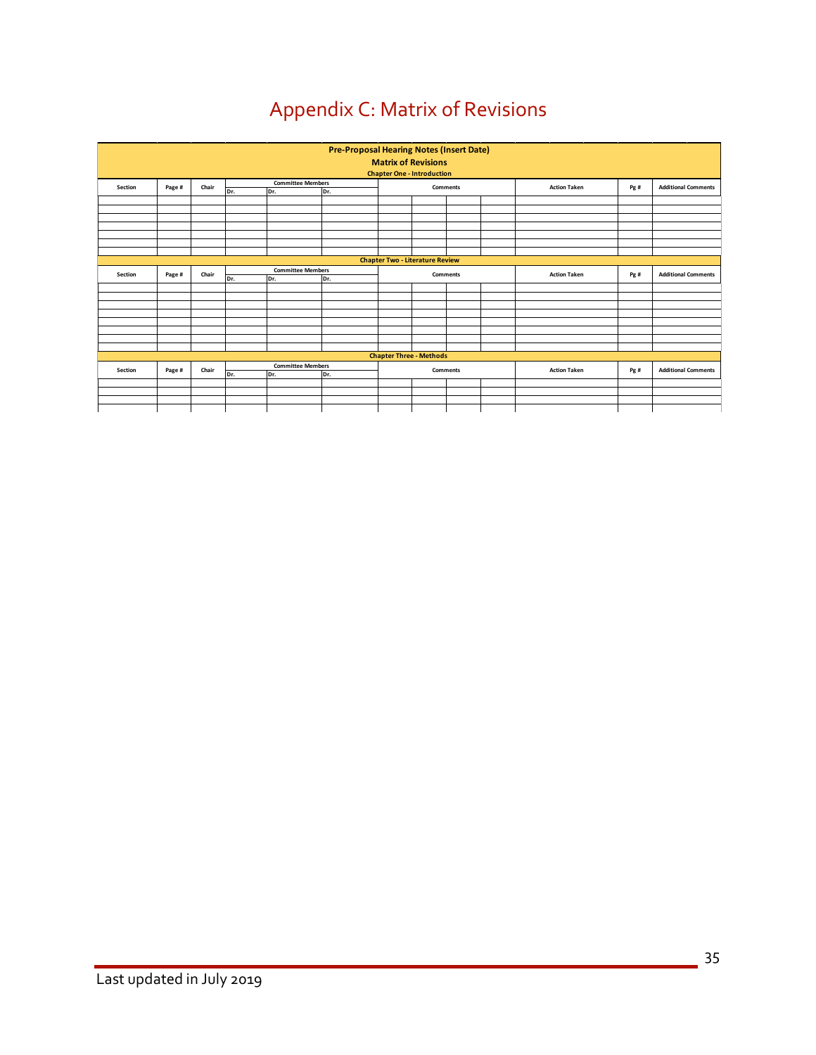# Appendix C: Matrix of Revisions

**Pre-Proposal Hearing Notes (Insert Date)**

**Matrix of Revisions**

**Chapter One - Introduction**

| Section | Page # | Chair | Committee Members | | | Comments | | | | Action Taken | Pg # | Additional Comments |
|---|---|---|---|---|---|---|---|---|---|---|---|---|
| | | | Dr. | Dr. | Dr. | | | | | | | |
| | | | | | | | | | | | | |
| | | | | | | | | | | | | |
| | | | | | | | | | | | | |
| | | | | | | | | | | | | |
| | | | | | | | | | | | | |
| | | | | | | | | | | | | |
| | | | | | | | | | | | | |

**Chapter Two - Literature Review**

| Section | Page # | Chair | Committee Members | | | Comments | | | | Action Taken | Pg # | Additional Comments |
|---|---|---|---|---|---|---|---|---|---|---|---|---|
| | | | Dr. | Dr. | Dr. | | | | | | | |
| | | | | | | | | | | | | |
| | | | | | | | | | | | | |
| | | | | | | | | | | | | |
| | | | | | | | | | | | | |
| | | | | | | | | | | | | |
| | | | | | | | | | | | | |
| | | | | | | | | | | | | |
| | | | | | | | | | | | | |

**Chapter Three - Methods**

| Section | Page # | Chair | Committee Members | | | Comments | | | | Action Taken | Pg # | Additional Comments |
|---|---|---|---|---|---|---|---|---|---|---|---|---|
| | | | Dr. | Dr. | Dr. | | | | | | | |
| | | | | | | | | | | | | |
| | | | | | | | | | | | | |
| | | | | | | | | | | | | |
| | | | | | | | | | | | | |

Last updated in July 2019